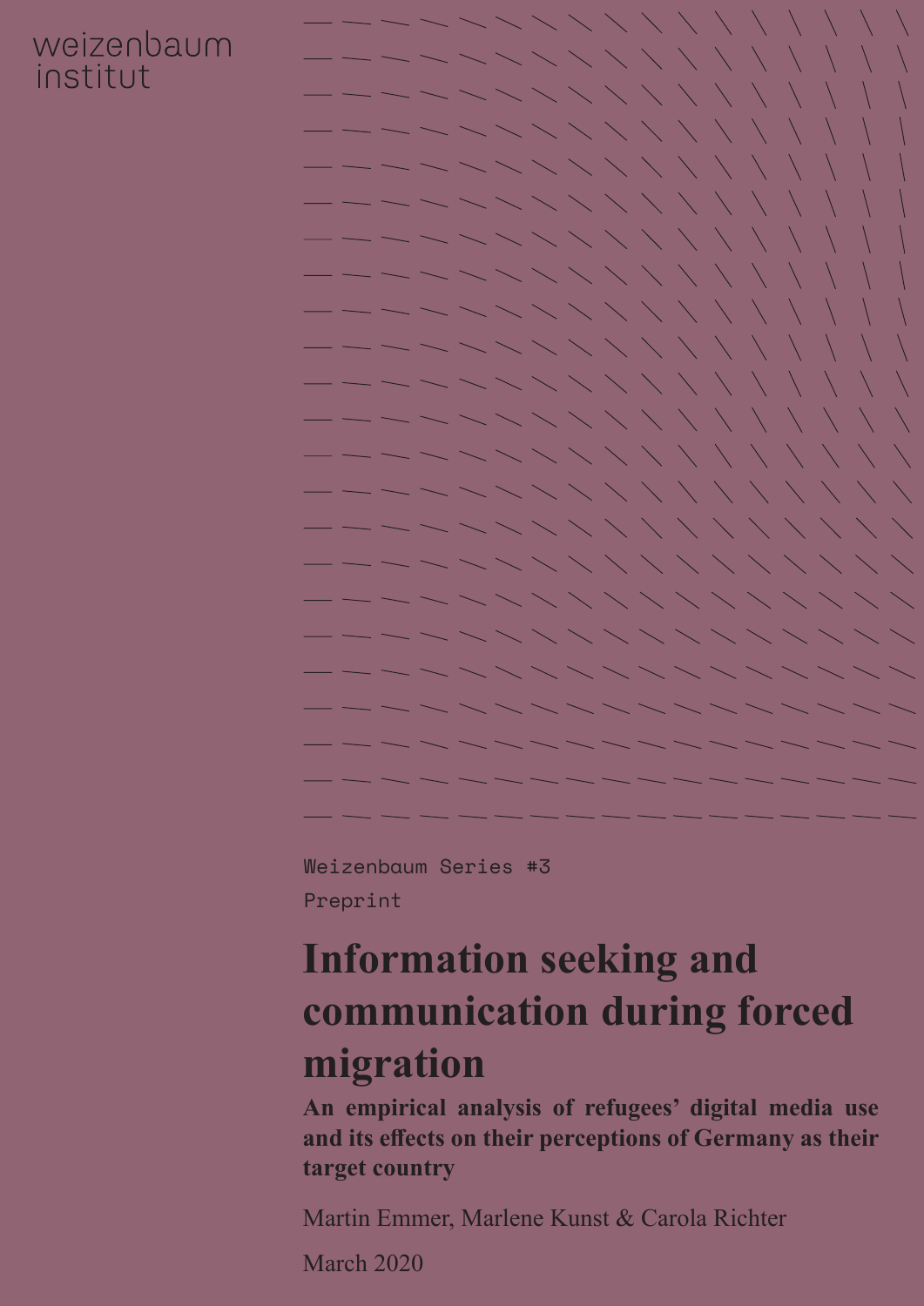weizenbaum institut

Weizenbaum Series #3

Preprint

# Information seeking and communication during forced migration

## An empirical analysis of refugees' digital media use and its effects on their perceptions of Germany as their target country

Martin Emmer, Marlene Kunst & Carola Richter

March 2020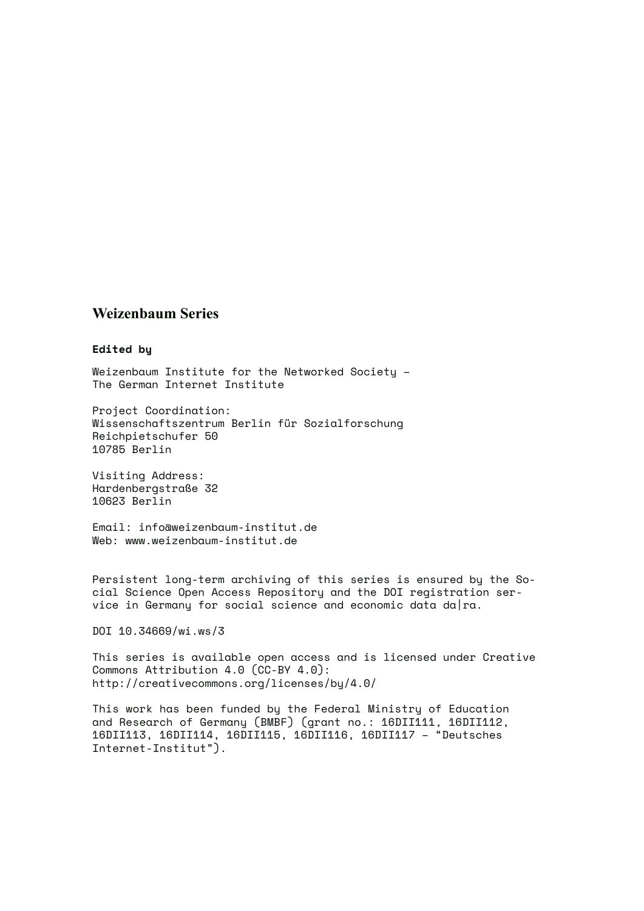## Weizenbaum Series

**Edited by**

Weizenbaum Institute for the Networked Society –
The German Internet Institute

Project Coordination:
Wissenschaftszentrum Berlin für Sozialforschung
Reichpietschufer 50
10785 Berlin

Visiting Address:
Hardenbergstraße 32
10623 Berlin

Email: info@weizenbaum-institut.de
Web: www.weizenbaum-institut.de

Persistent long-term archiving of this series is ensured by the Social Science Open Access Repository and the DOI registration service in Germany for social science and economic data da|ra.

DOI 10.34669/wi.ws/3

This series is available open access and is licensed under Creative Commons Attribution 4.0 (CC-BY 4.0):
http://creativecommons.org/licenses/by/4.0/

This work has been funded by the Federal Ministry of Education and Research of Germany (BMBF) (grant no.: 16DII111, 16DII112, 16DII113, 16DII114, 16DII115, 16DII116, 16DII117 – "Deutsches Internet-Institut").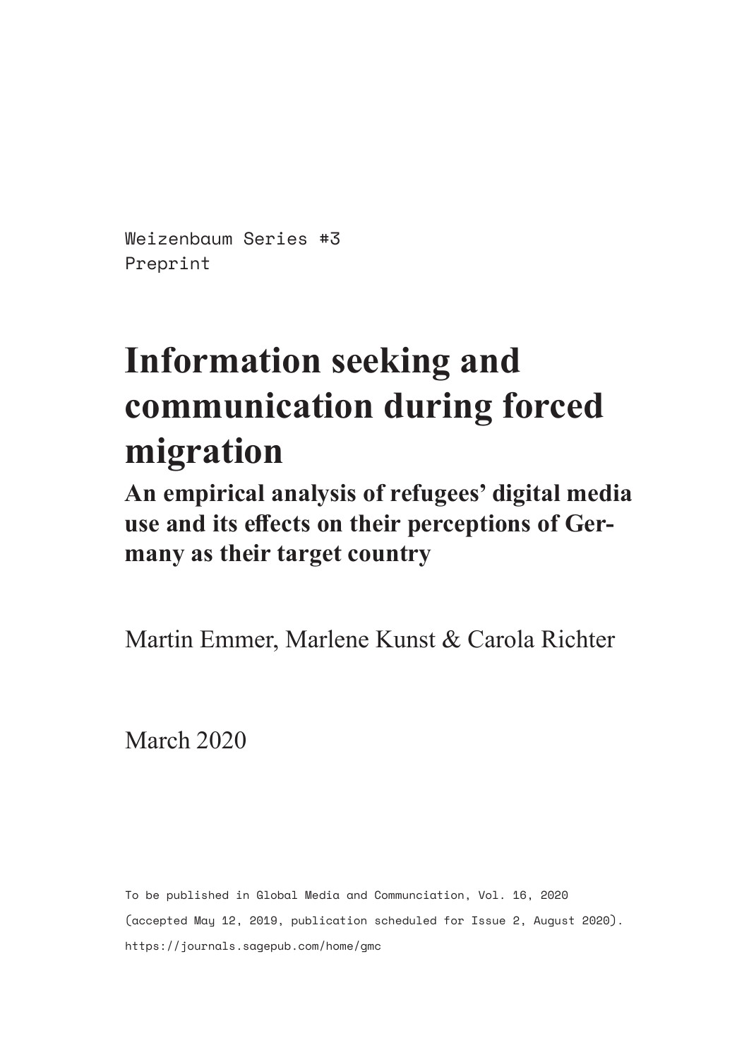Weizenbaum Series #3
Preprint

# Information seeking and communication during forced migration

## An empirical analysis of refugees' digital media use and its effects on their perceptions of Germany as their target country

Martin Emmer, Marlene Kunst & Carola Richter

March 2020

To be published in Global Media and Communciation, Vol. 16, 2020
(accepted May 12, 2019, publication scheduled for Issue 2, August 2020).
https://journals.sagepub.com/home/gmc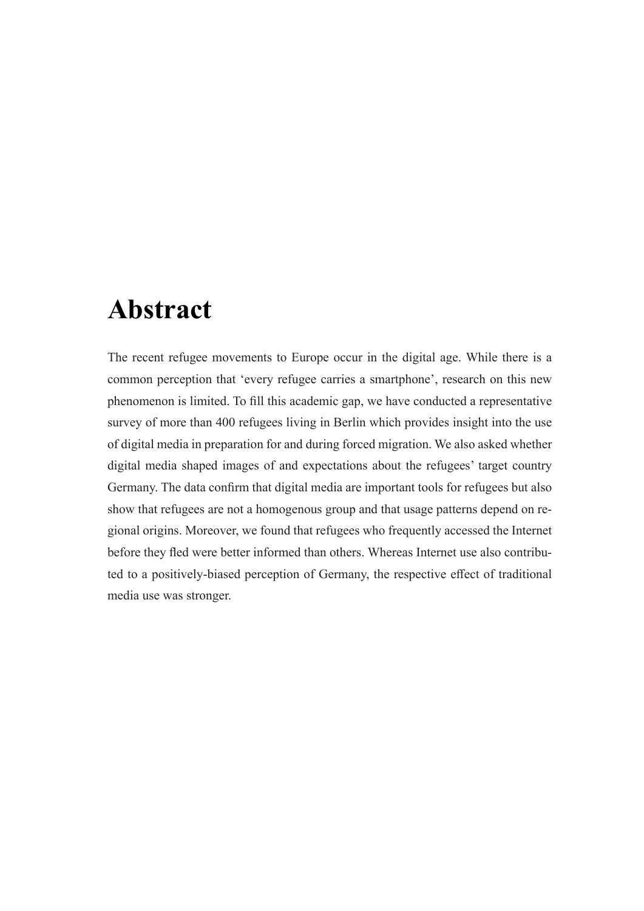# Abstract

The recent refugee movements to Europe occur in the digital age. While there is a common perception that 'every refugee carries a smartphone', research on this new phenomenon is limited. To fill this academic gap, we have conducted a representative survey of more than 400 refugees living in Berlin which provides insight into the use of digital media in preparation for and during forced migration. We also asked whether digital media shaped images of and expectations about the refugees' target country Germany. The data confirm that digital media are important tools for refugees but also show that refugees are not a homogenous group and that usage patterns depend on regional origins. Moreover, we found that refugees who frequently accessed the Internet before they fled were better informed than others. Whereas Internet use also contributed to a positively-biased perception of Germany, the respective effect of traditional media use was stronger.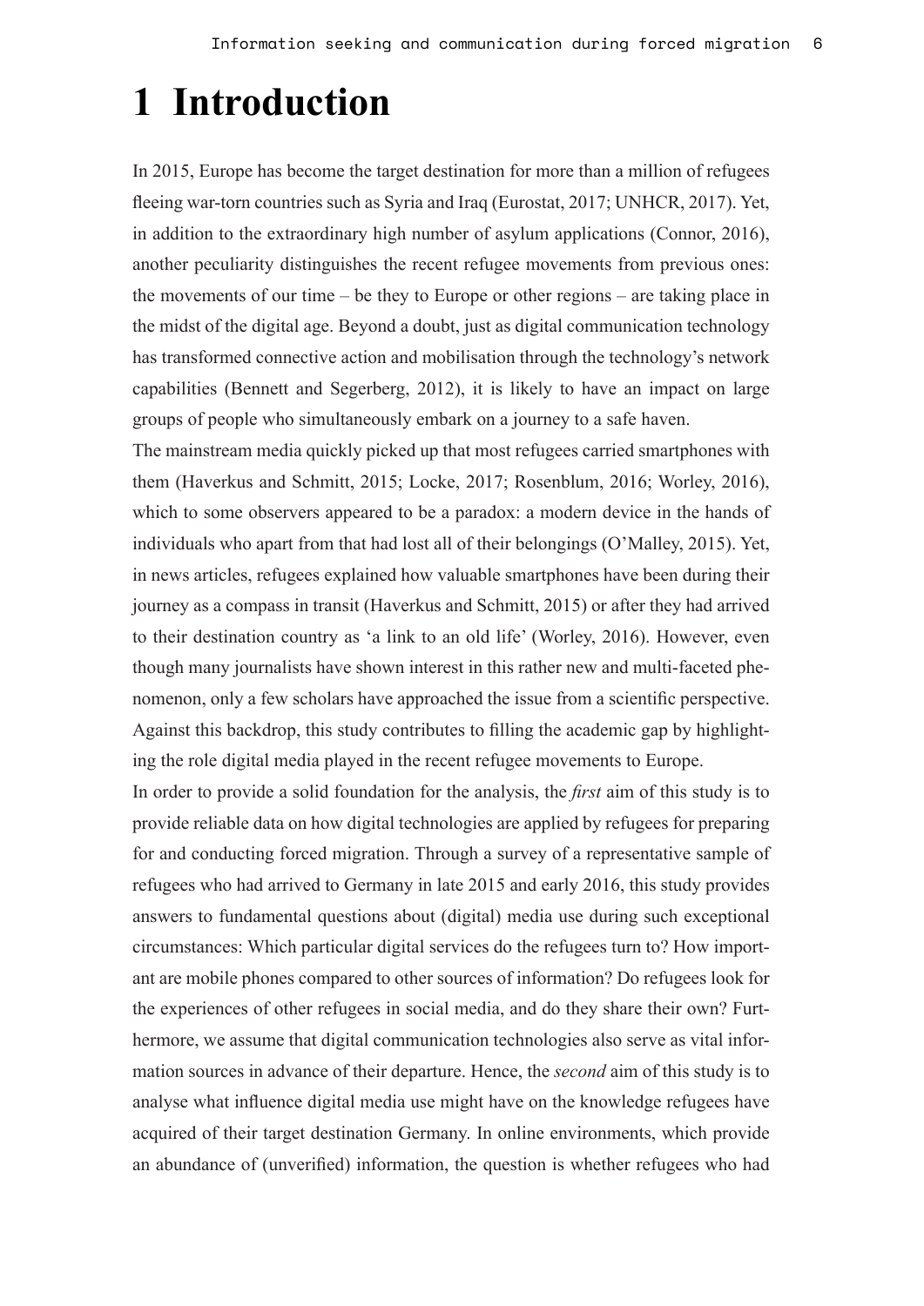# 1 Introduction

In 2015, Europe has become the target destination for more than a million of refugees fleeing war-torn countries such as Syria and Iraq (Eurostat, 2017; UNHCR, 2017). Yet, in addition to the extraordinary high number of asylum applications (Connor, 2016), another peculiarity distinguishes the recent refugee movements from previous ones: the movements of our time – be they to Europe or other regions – are taking place in the midst of the digital age. Beyond a doubt, just as digital communication technology has transformed connective action and mobilisation through the technology's network capabilities (Bennett and Segerberg, 2012), it is likely to have an impact on large groups of people who simultaneously embark on a journey to a safe haven.

The mainstream media quickly picked up that most refugees carried smartphones with them (Haverkus and Schmitt, 2015; Locke, 2017; Rosenblum, 2016; Worley, 2016), which to some observers appeared to be a paradox: a modern device in the hands of individuals who apart from that had lost all of their belongings (O'Malley, 2015). Yet, in news articles, refugees explained how valuable smartphones have been during their journey as a compass in transit (Haverkus and Schmitt, 2015) or after they had arrived to their destination country as 'a link to an old life' (Worley, 2016). However, even though many journalists have shown interest in this rather new and multi-faceted phenomenon, only a few scholars have approached the issue from a scientific perspective. Against this backdrop, this study contributes to filling the academic gap by highlighting the role digital media played in the recent refugee movements to Europe.

In order to provide a solid foundation for the analysis, the *first* aim of this study is to provide reliable data on how digital technologies are applied by refugees for preparing for and conducting forced migration. Through a survey of a representative sample of refugees who had arrived to Germany in late 2015 and early 2016, this study provides answers to fundamental questions about (digital) media use during such exceptional circumstances: Which particular digital services do the refugees turn to? How important are mobile phones compared to other sources of information? Do refugees look for the experiences of other refugees in social media, and do they share their own? Furthermore, we assume that digital communication technologies also serve as vital information sources in advance of their departure. Hence, the *second* aim of this study is to analyse what influence digital media use might have on the knowledge refugees have acquired of their target destination Germany. In online environments, which provide an abundance of (unverified) information, the question is whether refugees who had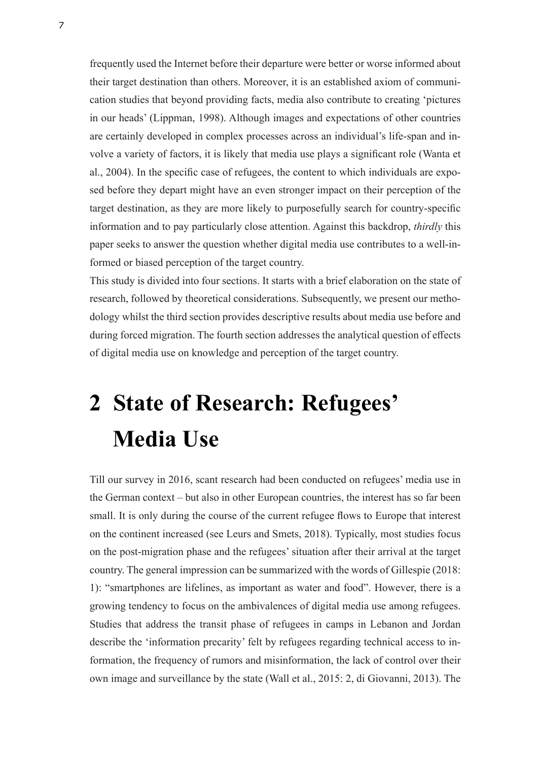frequently used the Internet before their departure were better or worse informed about their target destination than others. Moreover, it is an established axiom of communication studies that beyond providing facts, media also contribute to creating 'pictures in our heads' (Lippman, 1998). Although images and expectations of other countries are certainly developed in complex processes across an individual's life-span and involve a variety of factors, it is likely that media use plays a significant role (Wanta et al., 2004). In the specific case of refugees, the content to which individuals are exposed before they depart might have an even stronger impact on their perception of the target destination, as they are more likely to purposefully search for country-specific information and to pay particularly close attention. Against this backdrop, *thirdly* this paper seeks to answer the question whether digital media use contributes to a well-informed or biased perception of the target country.

This study is divided into four sections. It starts with a brief elaboration on the state of research, followed by theoretical considerations. Subsequently, we present our methodology whilst the third section provides descriptive results about media use before and during forced migration. The fourth section addresses the analytical question of effects of digital media use on knowledge and perception of the target country.

# 2 State of Research: Refugees' Media Use

Till our survey in 2016, scant research had been conducted on refugees' media use in the German context – but also in other European countries, the interest has so far been small. It is only during the course of the current refugee flows to Europe that interest on the continent increased (see Leurs and Smets, 2018). Typically, most studies focus on the post-migration phase and the refugees' situation after their arrival at the target country. The general impression can be summarized with the words of Gillespie (2018: 1): "smartphones are lifelines, as important as water and food". However, there is a growing tendency to focus on the ambivalences of digital media use among refugees. Studies that address the transit phase of refugees in camps in Lebanon and Jordan describe the 'information precarity' felt by refugees regarding technical access to information, the frequency of rumors and misinformation, the lack of control over their own image and surveillance by the state (Wall et al., 2015: 2, di Giovanni, 2013). The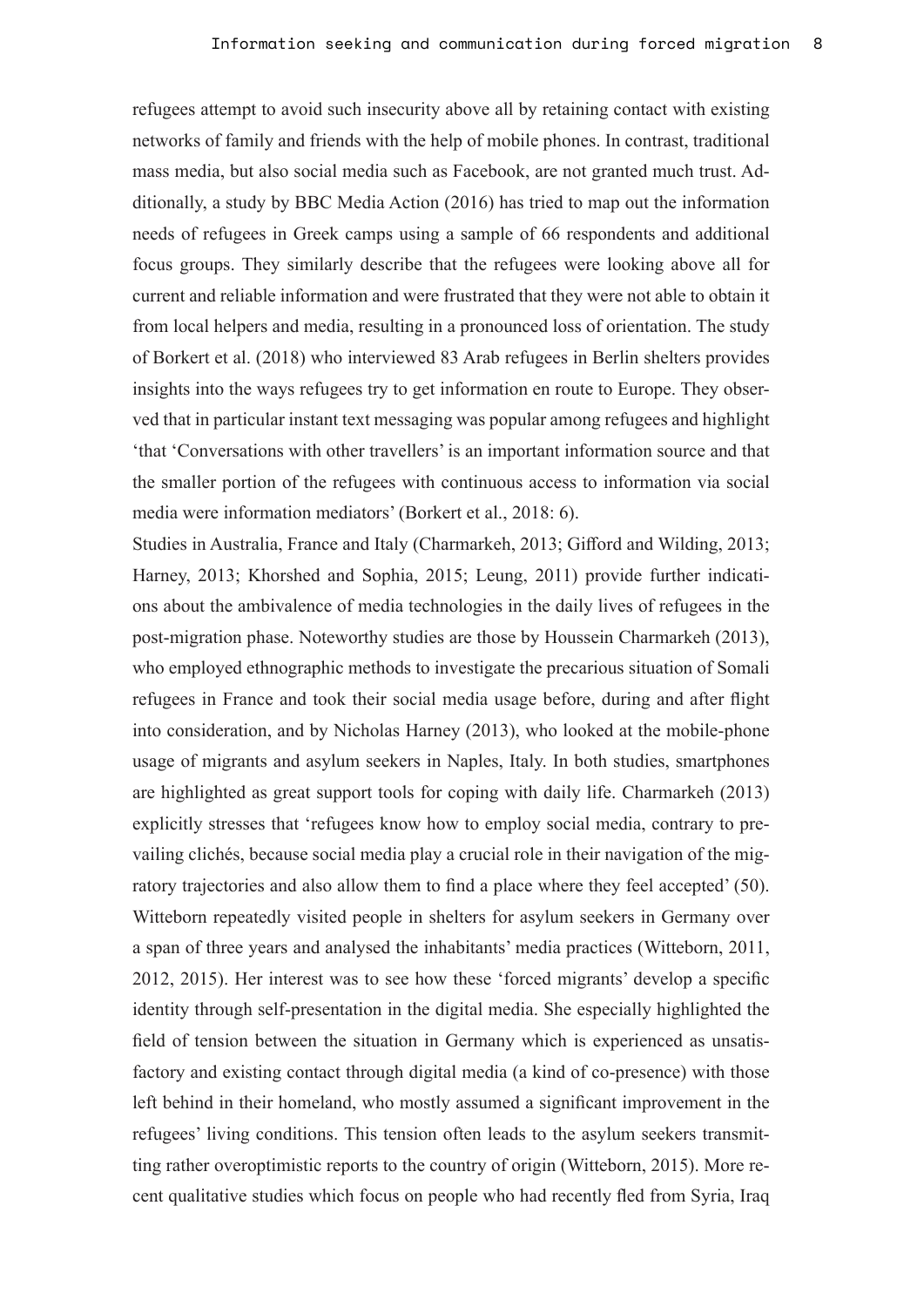refugees attempt to avoid such insecurity above all by retaining contact with existing networks of family and friends with the help of mobile phones. In contrast, traditional mass media, but also social media such as Facebook, are not granted much trust. Additionally, a study by BBC Media Action (2016) has tried to map out the information needs of refugees in Greek camps using a sample of 66 respondents and additional focus groups. They similarly describe that the refugees were looking above all for current and reliable information and were frustrated that they were not able to obtain it from local helpers and media, resulting in a pronounced loss of orientation. The study of Borkert et al. (2018) who interviewed 83 Arab refugees in Berlin shelters provides insights into the ways refugees try to get information en route to Europe. They observed that in particular instant text messaging was popular among refugees and highlight 'that 'Conversations with other travellers' is an important information source and that the smaller portion of the refugees with continuous access to information via social media were information mediators' (Borkert et al., 2018: 6).

Studies in Australia, France and Italy (Charmarkeh, 2013; Gifford and Wilding, 2013; Harney, 2013; Khorshed and Sophia, 2015; Leung, 2011) provide further indications about the ambivalence of media technologies in the daily lives of refugees in the post-migration phase. Noteworthy studies are those by Houssein Charmarkeh (2013), who employed ethnographic methods to investigate the precarious situation of Somali refugees in France and took their social media usage before, during and after flight into consideration, and by Nicholas Harney (2013), who looked at the mobile-phone usage of migrants and asylum seekers in Naples, Italy. In both studies, smartphones are highlighted as great support tools for coping with daily life. Charmarkeh (2013) explicitly stresses that 'refugees know how to employ social media, contrary to prevailing clichés, because social media play a crucial role in their navigation of the migratory trajectories and also allow them to find a place where they feel accepted' (50). Witteborn repeatedly visited people in shelters for asylum seekers in Germany over a span of three years and analysed the inhabitants' media practices (Witteborn, 2011, 2012, 2015). Her interest was to see how these 'forced migrants' develop a specific identity through self-presentation in the digital media. She especially highlighted the field of tension between the situation in Germany which is experienced as unsatisfactory and existing contact through digital media (a kind of co-presence) with those left behind in their homeland, who mostly assumed a significant improvement in the refugees' living conditions. This tension often leads to the asylum seekers transmitting rather overoptimistic reports to the country of origin (Witteborn, 2015). More recent qualitative studies which focus on people who had recently fled from Syria, Iraq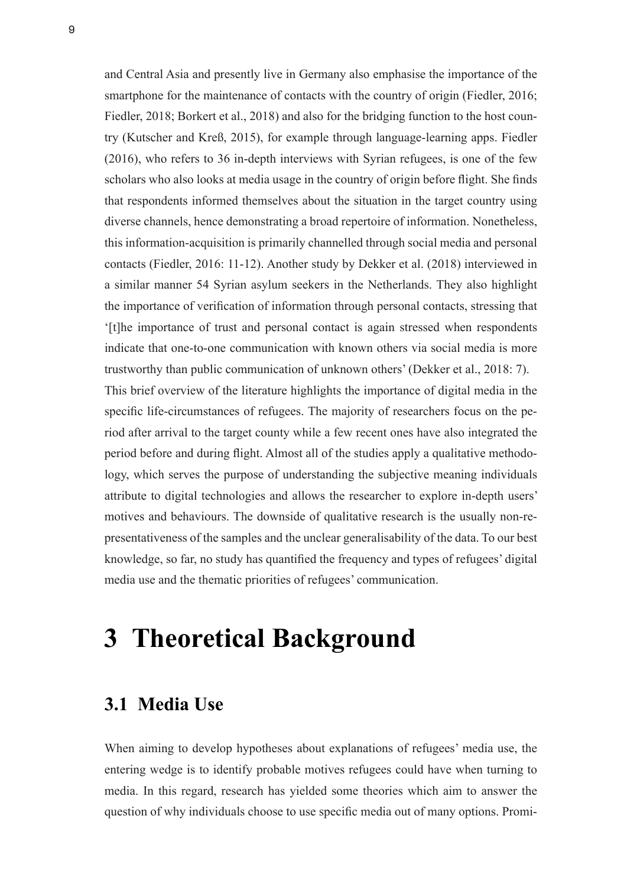and Central Asia and presently live in Germany also emphasise the importance of the smartphone for the maintenance of contacts with the country of origin (Fiedler, 2016; Fiedler, 2018; Borkert et al., 2018) and also for the bridging function to the host country (Kutscher and Kreß, 2015), for example through language-learning apps. Fiedler (2016), who refers to 36 in-depth interviews with Syrian refugees, is one of the few scholars who also looks at media usage in the country of origin before flight. She finds that respondents informed themselves about the situation in the target country using diverse channels, hence demonstrating a broad repertoire of information. Nonetheless, this information-acquisition is primarily channelled through social media and personal contacts (Fiedler, 2016: 11-12). Another study by Dekker et al. (2018) interviewed in a similar manner 54 Syrian asylum seekers in the Netherlands. They also highlight the importance of verification of information through personal contacts, stressing that '[t]he importance of trust and personal contact is again stressed when respondents indicate that one-to-one communication with known others via social media is more trustworthy than public communication of unknown others' (Dekker et al., 2018: 7).
This brief overview of the literature highlights the importance of digital media in the specific life-circumstances of refugees. The majority of researchers focus on the period after arrival to the target county while a few recent ones have also integrated the period before and during flight. Almost all of the studies apply a qualitative methodology, which serves the purpose of understanding the subjective meaning individuals attribute to digital technologies and allows the researcher to explore in-depth users' motives and behaviours. The downside of qualitative research is the usually non-representativeness of the samples and the unclear generalisability of the data. To our best knowledge, so far, no study has quantified the frequency and types of refugees' digital media use and the thematic priorities of refugees' communication.

# 3 Theoretical Background

## 3.1 Media Use

When aiming to develop hypotheses about explanations of refugees' media use, the entering wedge is to identify probable motives refugees could have when turning to media. In this regard, research has yielded some theories which aim to answer the question of why individuals choose to use specific media out of many options. Promi-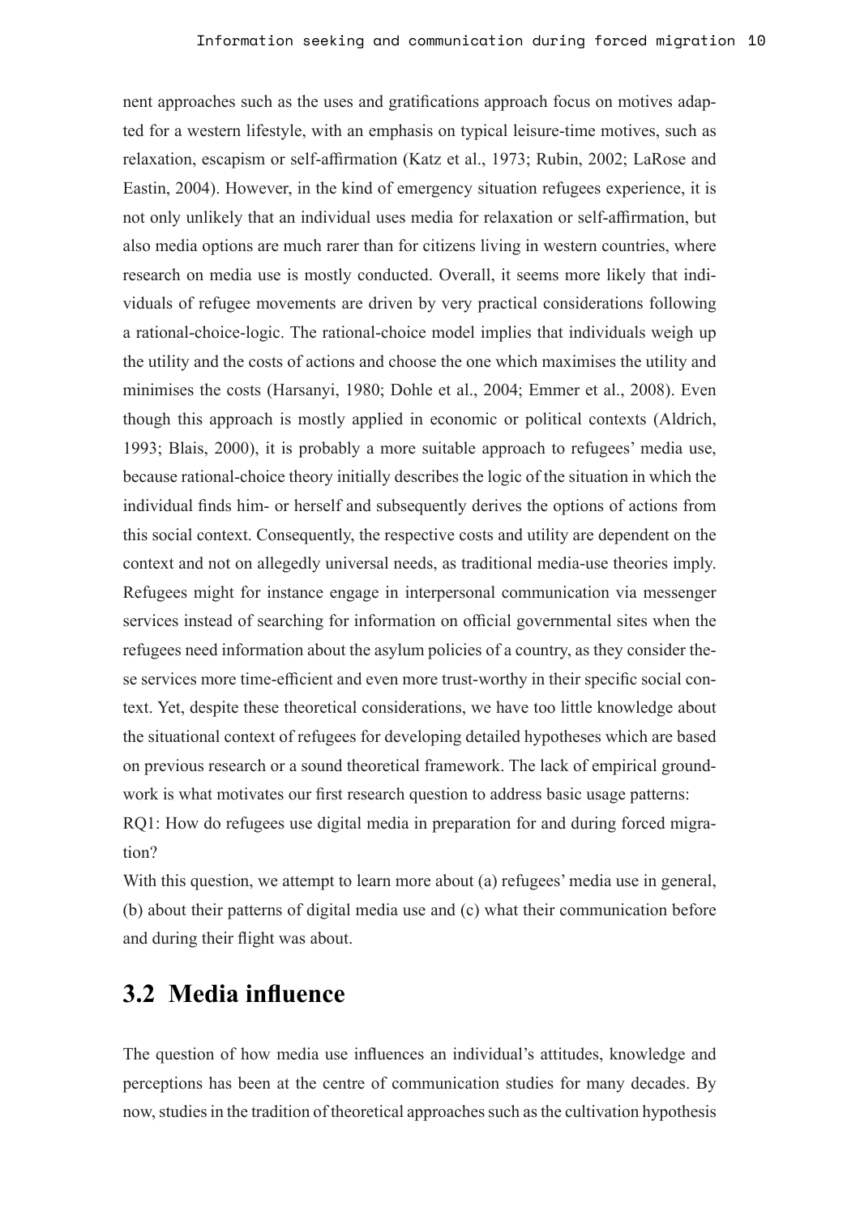nent approaches such as the uses and gratifications approach focus on motives adapted for a western lifestyle, with an emphasis on typical leisure-time motives, such as relaxation, escapism or self-affirmation (Katz et al., 1973; Rubin, 2002; LaRose and Eastin, 2004). However, in the kind of emergency situation refugees experience, it is not only unlikely that an individual uses media for relaxation or self-affirmation, but also media options are much rarer than for citizens living in western countries, where research on media use is mostly conducted. Overall, it seems more likely that individuals of refugee movements are driven by very practical considerations following a rational-choice-logic. The rational-choice model implies that individuals weigh up the utility and the costs of actions and choose the one which maximises the utility and minimises the costs (Harsanyi, 1980; Dohle et al., 2004; Emmer et al., 2008). Even though this approach is mostly applied in economic or political contexts (Aldrich, 1993; Blais, 2000), it is probably a more suitable approach to refugees' media use, because rational-choice theory initially describes the logic of the situation in which the individual finds him- or herself and subsequently derives the options of actions from this social context. Consequently, the respective costs and utility are dependent on the context and not on allegedly universal needs, as traditional media-use theories imply. Refugees might for instance engage in interpersonal communication via messenger services instead of searching for information on official governmental sites when the refugees need information about the asylum policies of a country, as they consider these services more time-efficient and even more trust-worthy in their specific social context. Yet, despite these theoretical considerations, we have too little knowledge about the situational context of refugees for developing detailed hypotheses which are based on previous research or a sound theoretical framework. The lack of empirical groundwork is what motivates our first research question to address basic usage patterns:

RQ1: How do refugees use digital media in preparation for and during forced migration?

With this question, we attempt to learn more about (a) refugees' media use in general, (b) about their patterns of digital media use and (c) what their communication before and during their flight was about.

## 3.2 Media influence

The question of how media use influences an individual's attitudes, knowledge and perceptions has been at the centre of communication studies for many decades. By now, studies in the tradition of theoretical approaches such as the cultivation hypothesis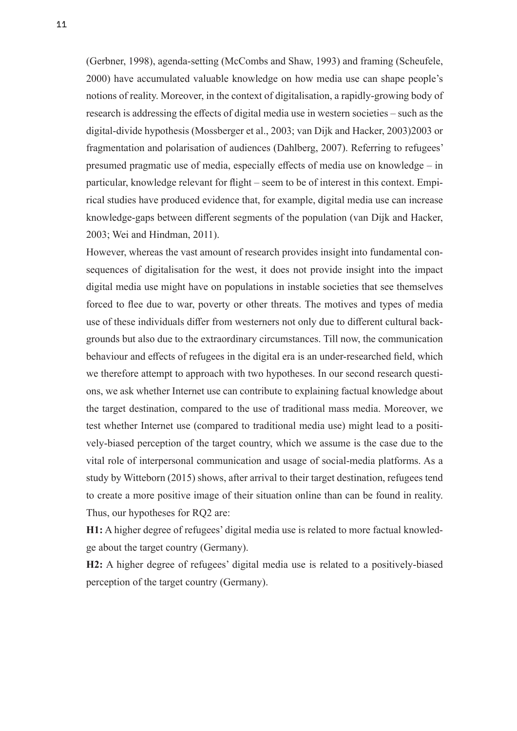(Gerbner, 1998), agenda-setting (McCombs and Shaw, 1993) and framing (Scheufele, 2000) have accumulated valuable knowledge on how media use can shape people's notions of reality. Moreover, in the context of digitalisation, a rapidly-growing body of research is addressing the effects of digital media use in western societies – such as the digital-divide hypothesis (Mossberger et al., 2003; van Dijk and Hacker, 2003)2003 or fragmentation and polarisation of audiences (Dahlberg, 2007). Referring to refugees' presumed pragmatic use of media, especially effects of media use on knowledge – in particular, knowledge relevant for flight – seem to be of interest in this context. Empirical studies have produced evidence that, for example, digital media use can increase knowledge-gaps between different segments of the population (van Dijk and Hacker, 2003; Wei and Hindman, 2011).

However, whereas the vast amount of research provides insight into fundamental consequences of digitalisation for the west, it does not provide insight into the impact digital media use might have on populations in instable societies that see themselves forced to flee due to war, poverty or other threats. The motives and types of media use of these individuals differ from westerners not only due to different cultural backgrounds but also due to the extraordinary circumstances. Till now, the communication behaviour and effects of refugees in the digital era is an under-researched field, which we therefore attempt to approach with two hypotheses. In our second research questions, we ask whether Internet use can contribute to explaining factual knowledge about the target destination, compared to the use of traditional mass media. Moreover, we test whether Internet use (compared to traditional media use) might lead to a positively-biased perception of the target country, which we assume is the case due to the vital role of interpersonal communication and usage of social-media platforms. As a study by Witteborn (2015) shows, after arrival to their target destination, refugees tend to create a more positive image of their situation online than can be found in reality. Thus, our hypotheses for RQ2 are:

**H1:** A higher degree of refugees' digital media use is related to more factual knowledge about the target country (Germany).

**H2:** A higher degree of refugees' digital media use is related to a positively-biased perception of the target country (Germany).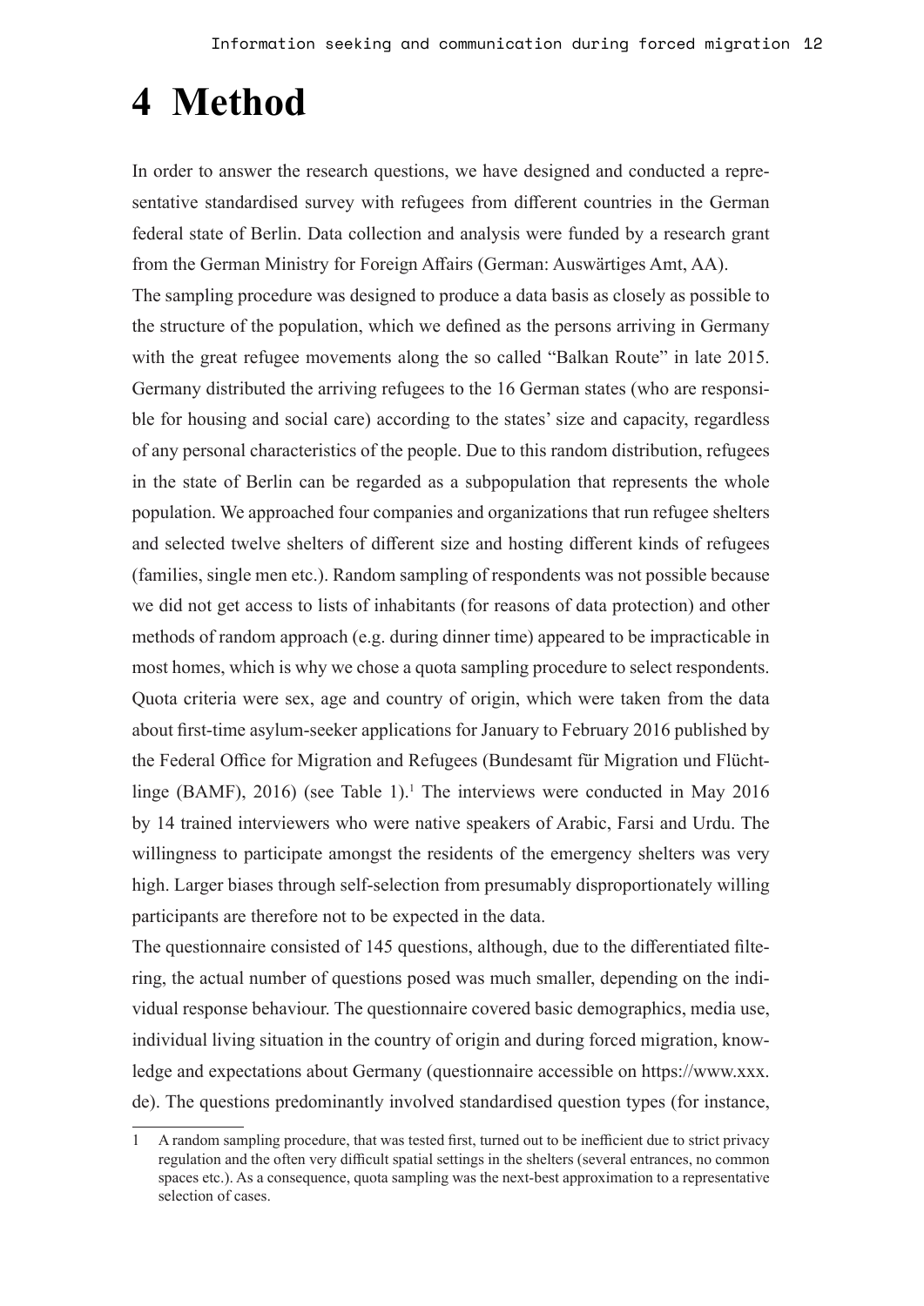# 4 Method

In order to answer the research questions, we have designed and conducted a representative standardised survey with refugees from different countries in the German federal state of Berlin. Data collection and analysis were funded by a research grant from the German Ministry for Foreign Affairs (German: Auswärtiges Amt, AA).

The sampling procedure was designed to produce a data basis as closely as possible to the structure of the population, which we defined as the persons arriving in Germany with the great refugee movements along the so called "Balkan Route" in late 2015. Germany distributed the arriving refugees to the 16 German states (who are responsible for housing and social care) according to the states' size and capacity, regardless of any personal characteristics of the people. Due to this random distribution, refugees in the state of Berlin can be regarded as a subpopulation that represents the whole population. We approached four companies and organizations that run refugee shelters and selected twelve shelters of different size and hosting different kinds of refugees (families, single men etc.). Random sampling of respondents was not possible because we did not get access to lists of inhabitants (for reasons of data protection) and other methods of random approach (e.g. during dinner time) appeared to be impracticable in most homes, which is why we chose a quota sampling procedure to select respondents. Quota criteria were sex, age and country of origin, which were taken from the data about first-time asylum-seeker applications for January to February 2016 published by the Federal Office for Migration and Refugees (Bundesamt für Migration und Flüchtlinge (BAMF), 2016) (see Table 1).[1] The interviews were conducted in May 2016 by 14 trained interviewers who were native speakers of Arabic, Farsi and Urdu. The willingness to participate amongst the residents of the emergency shelters was very high. Larger biases through self-selection from presumably disproportionately willing participants are therefore not to be expected in the data.

The questionnaire consisted of 145 questions, although, due to the differentiated filtering, the actual number of questions posed was much smaller, depending on the individual response behaviour. The questionnaire covered basic demographics, media use, individual living situation in the country of origin and during forced migration, knowledge and expectations about Germany (questionnaire accessible on https://www.xxx.de). The questions predominantly involved standardised question types (for instance,

---

1 A random sampling procedure, that was tested first, turned out to be inefficient due to strict privacy regulation and the often very difficult spatial settings in the shelters (several entrances, no common spaces etc.). As a consequence, quota sampling was the next-best approximation to a representative selection of cases.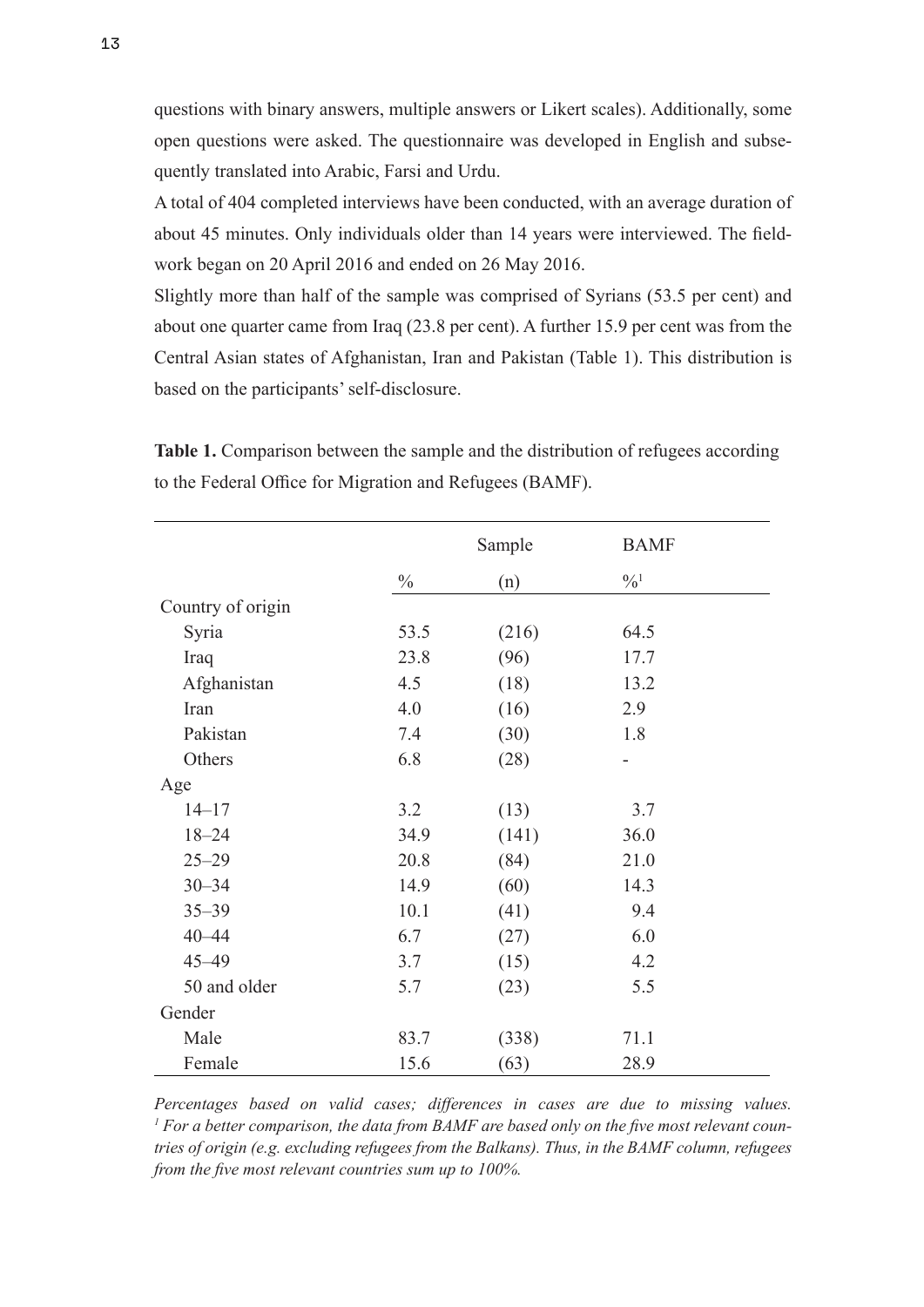questions with binary answers, multiple answers or Likert scales). Additionally, some open questions were asked. The questionnaire was developed in English and subsequently translated into Arabic, Farsi and Urdu.

A total of 404 completed interviews have been conducted, with an average duration of about 45 minutes. Only individuals older than 14 years were interviewed. The fieldwork began on 20 April 2016 and ended on 26 May 2016.

Slightly more than half of the sample was comprised of Syrians (53.5 per cent) and about one quarter came from Iraq (23.8 per cent). A further 15.9 per cent was from the Central Asian states of Afghanistan, Iran and Pakistan (Table 1). This distribution is based on the participants' self-disclosure.

**Table 1.** Comparison between the sample and the distribution of refugees according to the Federal Office for Migration and Refugees (BAMF).

| | Sample | | BAMF |
|---|---|---|---|
| | % | (n) | %[1] |
| Country of origin | | | |
| Syria | 53.5 | (216) | 64.5 |
| Iraq | 23.8 | (96) | 17.7 |
| Afghanistan | 4.5 | (18) | 13.2 |
| Iran | 4.0 | (16) | 2.9 |
| Pakistan | 7.4 | (30) | 1.8 |
| Others | 6.8 | (28) | - |
| Age | | | |
| 14–17 | 3.2 | (13) | 3.7 |
| 18–24 | 34.9 | (141) | 36.0 |
| 25–29 | 20.8 | (84) | 21.0 |
| 30–34 | 14.9 | (60) | 14.3 |
| 35–39 | 10.1 | (41) | 9.4 |
| 40–44 | 6.7 | (27) | 6.0 |
| 45–49 | 3.7 | (15) | 4.2 |
| 50 and older | 5.7 | (23) | 5.5 |
| Gender | | | |
| Male | 83.7 | (338) | 71.1 |
| Female | 15.6 | (63) | 28.9 |

*Percentages based on valid cases; differences in cases are due to missing values.*
*[1] For a better comparison, the data from BAMF are based only on the five most relevant countries of origin (e.g. excluding refugees from the Balkans). Thus, in the BAMF column, refugees from the five most relevant countries sum up to 100%.*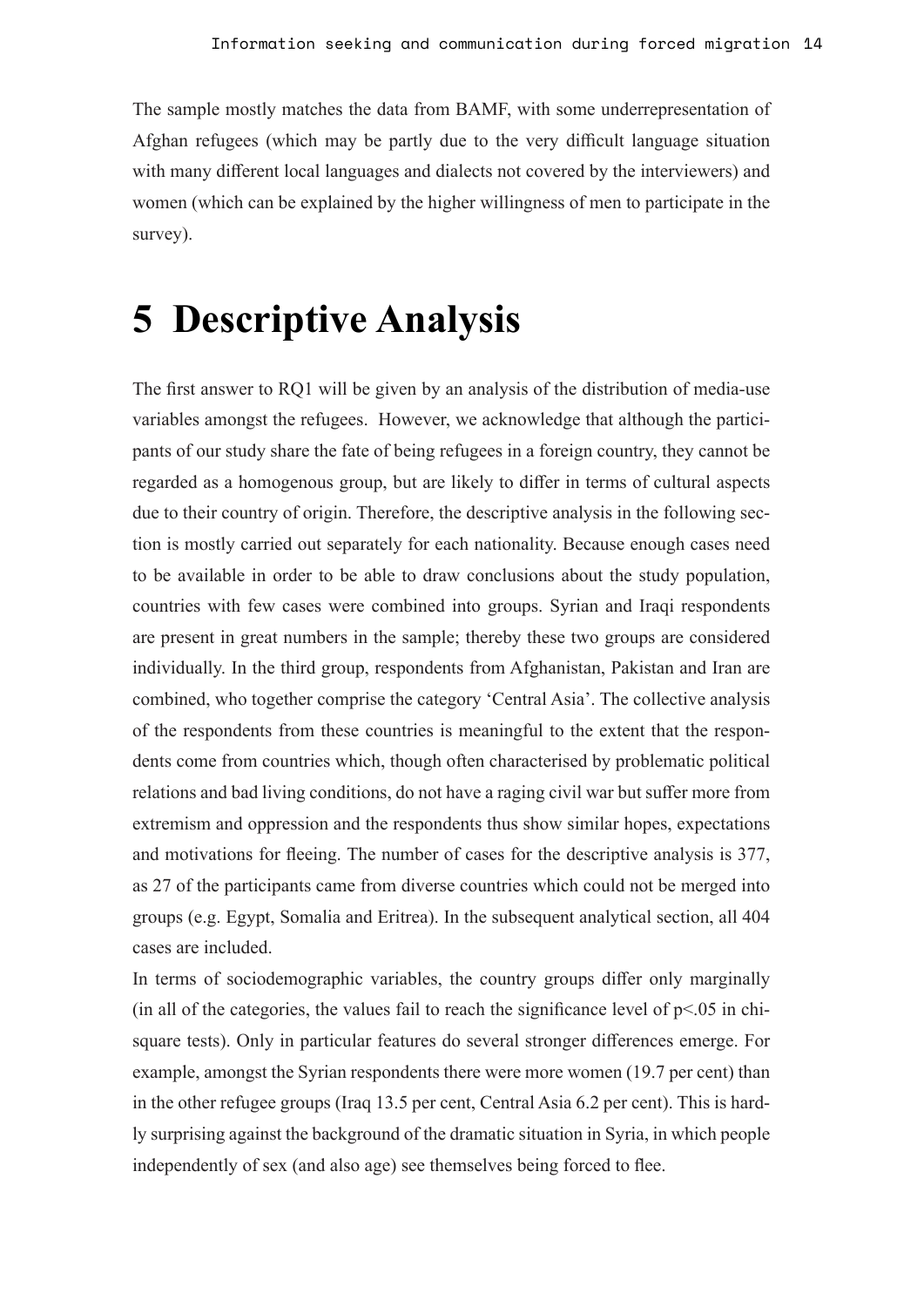The sample mostly matches the data from BAMF, with some underrepresentation of Afghan refugees (which may be partly due to the very difficult language situation with many different local languages and dialects not covered by the interviewers) and women (which can be explained by the higher willingness of men to participate in the survey).

# 5 Descriptive Analysis

The first answer to RQ1 will be given by an analysis of the distribution of media-use variables amongst the refugees. However, we acknowledge that although the participants of our study share the fate of being refugees in a foreign country, they cannot be regarded as a homogenous group, but are likely to differ in terms of cultural aspects due to their country of origin. Therefore, the descriptive analysis in the following section is mostly carried out separately for each nationality. Because enough cases need to be available in order to be able to draw conclusions about the study population, countries with few cases were combined into groups. Syrian and Iraqi respondents are present in great numbers in the sample; thereby these two groups are considered individually. In the third group, respondents from Afghanistan, Pakistan and Iran are combined, who together comprise the category 'Central Asia'. The collective analysis of the respondents from these countries is meaningful to the extent that the respondents come from countries which, though often characterised by problematic political relations and bad living conditions, do not have a raging civil war but suffer more from extremism and oppression and the respondents thus show similar hopes, expectations and motivations for fleeing. The number of cases for the descriptive analysis is 377, as 27 of the participants came from diverse countries which could not be merged into groups (e.g. Egypt, Somalia and Eritrea). In the subsequent analytical section, all 404 cases are included.

In terms of sociodemographic variables, the country groups differ only marginally (in all of the categories, the values fail to reach the significance level of $p<.05$ in chi-square tests). Only in particular features do several stronger differences emerge. For example, amongst the Syrian respondents there were more women (19.7 per cent) than in the other refugee groups (Iraq 13.5 per cent, Central Asia 6.2 per cent). This is hardly surprising against the background of the dramatic situation in Syria, in which people independently of sex (and also age) see themselves being forced to flee.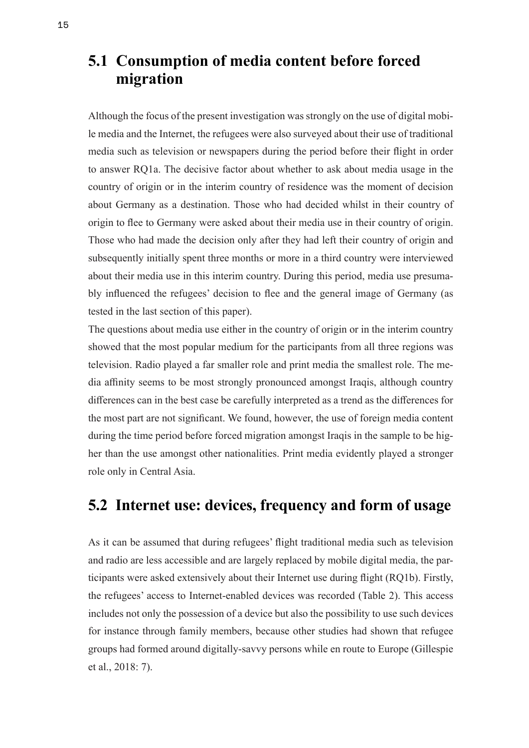## 5.1 Consumption of media content before forced migration

Although the focus of the present investigation was strongly on the use of digital mobile media and the Internet, the refugees were also surveyed about their use of traditional media such as television or newspapers during the period before their flight in order to answer RQ1a. The decisive factor about whether to ask about media usage in the country of origin or in the interim country of residence was the moment of decision about Germany as a destination. Those who had decided whilst in their country of origin to flee to Germany were asked about their media use in their country of origin. Those who had made the decision only after they had left their country of origin and subsequently initially spent three months or more in a third country were interviewed about their media use in this interim country. During this period, media use presumably influenced the refugees' decision to flee and the general image of Germany (as tested in the last section of this paper).

The questions about media use either in the country of origin or in the interim country showed that the most popular medium for the participants from all three regions was television. Radio played a far smaller role and print media the smallest role. The media affinity seems to be most strongly pronounced amongst Iraqis, although country differences can in the best case be carefully interpreted as a trend as the differences for the most part are not significant. We found, however, the use of foreign media content during the time period before forced migration amongst Iraqis in the sample to be higher than the use amongst other nationalities. Print media evidently played a stronger role only in Central Asia.

## 5.2 Internet use: devices, frequency and form of usage

As it can be assumed that during refugees' flight traditional media such as television and radio are less accessible and are largely replaced by mobile digital media, the participants were asked extensively about their Internet use during flight (RQ1b). Firstly, the refugees' access to Internet-enabled devices was recorded (Table 2). This access includes not only the possession of a device but also the possibility to use such devices for instance through family members, because other studies had shown that refugee groups had formed around digitally-savvy persons while en route to Europe (Gillespie et al., 2018: 7).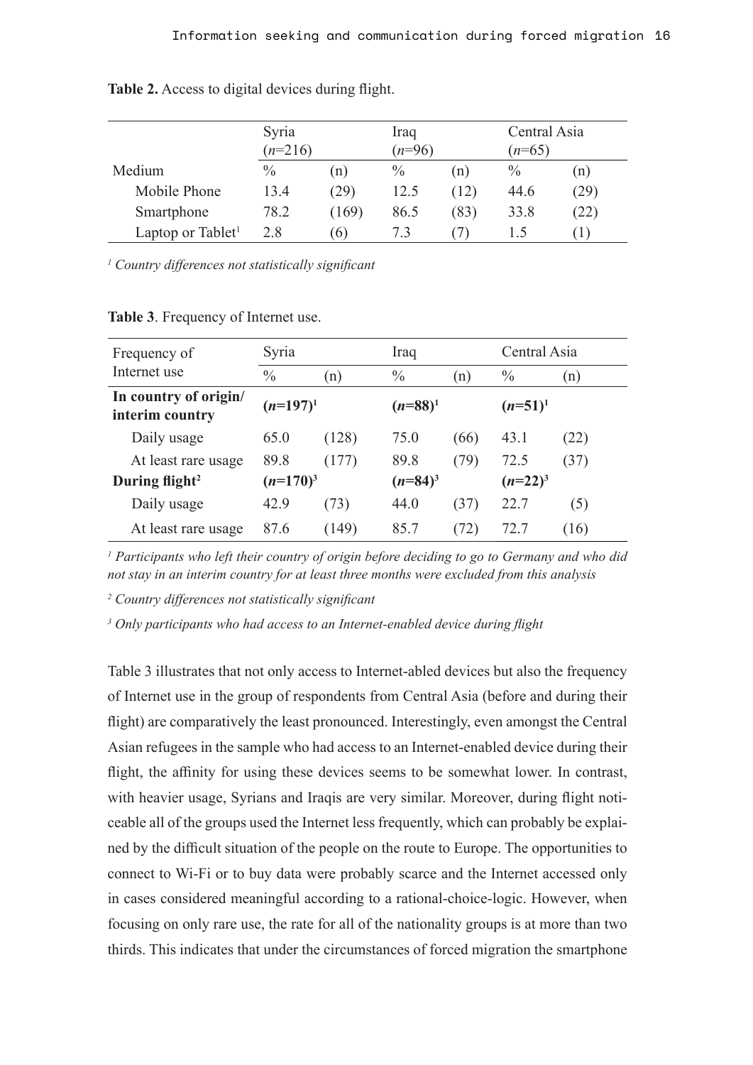**Table 2.** Access to digital devices during flight.

| | Syria (*n*=216) | | Iraq (*n*=96) | | Central Asia (*n*=65) | |
|---|---|---|---|---|---|---|
| Medium | % | (n) | % | (n) | % | (n) |
| Mobile Phone | 13.4 | (29) | 12.5 | (12) | 44.6 | (29) |
| Smartphone | 78.2 | (169) | 86.5 | (83) | 33.8 | (22) |
| Laptop or Tablet[1] | 2.8 | (6) | 7.3 | (7) | 1.5 | (1) |

[1] *Country differences not statistically significant*

**Table 3**. Frequency of Internet use.

| Frequency of Internet use | Syria | | Iraq | | Central Asia | |
|---|---|---|---|---|---|---|
| | % | (n) | % | (n) | % | (n) |
| **In country of origin/ interim country** | **(*n*=197)[1]** | | **(*n*=88)[1]** | | **(*n*=51)[1]** | |
| Daily usage | 65.0 | (128) | 75.0 | (66) | 43.1 | (22) |
| At least rare usage | 89.8 | (177) | 89.8 | (79) | 72.5 | (37) |
| **During flight[2]** | **(*n*=170)[3]** | | **(*n*=84)[3]** | | **(*n*=22)[3]** | |
| Daily usage | 42.9 | (73) | 44.0 | (37) | 22.7 | (5) |
| At least rare usage | 87.6 | (149) | 85.7 | (72) | 72.7 | (16) |

[1] *Participants who left their country of origin before deciding to go to Germany and who did not stay in an interim country for at least three months were excluded from this analysis*

[2] *Country differences not statistically significant*

[3] *Only participants who had access to an Internet-enabled device during flight*

Table 3 illustrates that not only access to Internet-abled devices but also the frequency of Internet use in the group of respondents from Central Asia (before and during their flight) are comparatively the least pronounced. Interestingly, even amongst the Central Asian refugees in the sample who had access to an Internet-enabled device during their flight, the affinity for using these devices seems to be somewhat lower. In contrast, with heavier usage, Syrians and Iraqis are very similar. Moreover, during flight noticeable all of the groups used the Internet less frequently, which can probably be explained by the difficult situation of the people on the route to Europe. The opportunities to connect to Wi-Fi or to buy data were probably scarce and the Internet accessed only in cases considered meaningful according to a rational-choice-logic. However, when focusing on only rare use, the rate for all of the nationality groups is at more than two thirds. This indicates that under the circumstances of forced migration the smartphone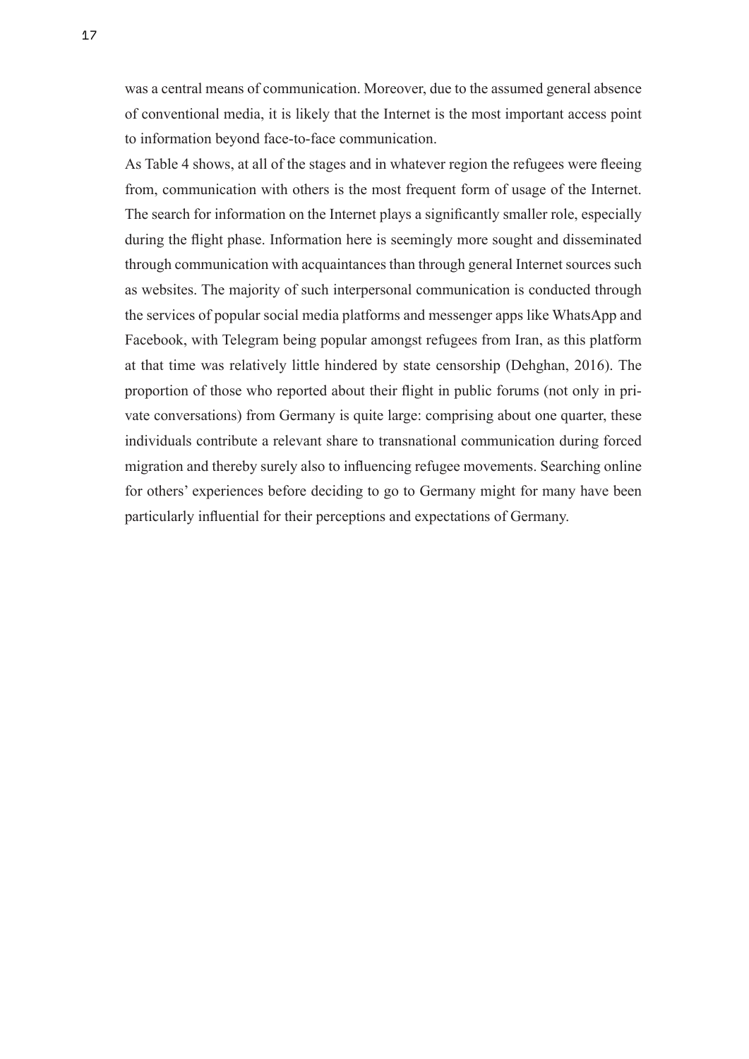was a central means of communication. Moreover, due to the assumed general absence of conventional media, it is likely that the Internet is the most important access point to information beyond face-to-face communication.

As Table 4 shows, at all of the stages and in whatever region the refugees were fleeing from, communication with others is the most frequent form of usage of the Internet. The search for information on the Internet plays a significantly smaller role, especially during the flight phase. Information here is seemingly more sought and disseminated through communication with acquaintances than through general Internet sources such as websites. The majority of such interpersonal communication is conducted through the services of popular social media platforms and messenger apps like WhatsApp and Facebook, with Telegram being popular amongst refugees from Iran, as this platform at that time was relatively little hindered by state censorship (Dehghan, 2016). The proportion of those who reported about their flight in public forums (not only in private conversations) from Germany is quite large: comprising about one quarter, these individuals contribute a relevant share to transnational communication during forced migration and thereby surely also to influencing refugee movements. Searching online for others' experiences before deciding to go to Germany might for many have been particularly influential for their perceptions and expectations of Germany.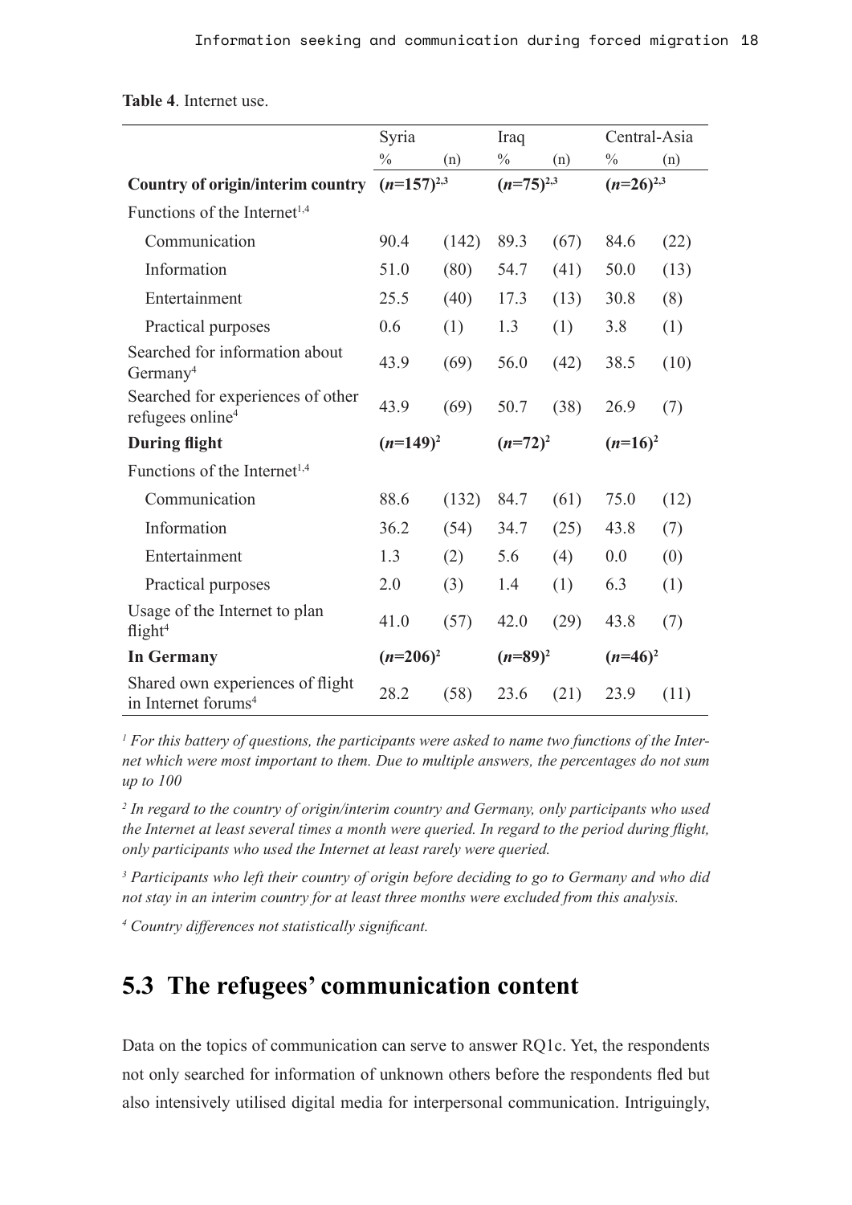**Table 4**. Internet use.

| | Syria | | Iraq | | Central-Asia | |
|---|---|---|---|---|---|---|
| | % | (n) | % | (n) | % | (n) |
| **Country of origin/interim country** | **(*n*=157)[2,3]** | | **(*n*=75)[2,3]** | | **(*n*=26)[2,3]** | |
| Functions of the Internet[1,4] | | | | | | |
| Communication | 90.4 | (142) | 89.3 | (67) | 84.6 | (22) |
| Information | 51.0 | (80) | 54.7 | (41) | 50.0 | (13) |
| Entertainment | 25.5 | (40) | 17.3 | (13) | 30.8 | (8) |
| Practical purposes | 0.6 | (1) | 1.3 | (1) | 3.8 | (1) |
| Searched for information about Germany[4] | 43.9 | (69) | 56.0 | (42) | 38.5 | (10) |
| Searched for experiences of other refugees online[4] | 43.9 | (69) | 50.7 | (38) | 26.9 | (7) |
| **During flight** | **(*n*=149)[2]** | | **(*n*=72)[2]** | | **(*n*=16)[2]** | |
| Functions of the Internet[1,4] | | | | | | |
| Communication | 88.6 | (132) | 84.7 | (61) | 75.0 | (12) |
| Information | 36.2 | (54) | 34.7 | (25) | 43.8 | (7) |
| Entertainment | 1.3 | (2) | 5.6 | (4) | 0.0 | (0) |
| Practical purposes | 2.0 | (3) | 1.4 | (1) | 6.3 | (1) |
| Usage of the Internet to plan flight[4] | 41.0 | (57) | 42.0 | (29) | 43.8 | (7) |
| **In Germany** | **(*n*=206)[2]** | | **(*n*=89)[2]** | | **(*n*=46)[2]** | |
| Shared own experiences of flight in Internet forums[4] | 28.2 | (58) | 23.6 | (21) | 23.9 | (11) |

*[1] For this battery of questions, the participants were asked to name two functions of the Internet which were most important to them. Due to multiple answers, the percentages do not sum up to 100*

*[2] In regard to the country of origin/interim country and Germany, only participants who used the Internet at least several times a month were queried. In regard to the period during flight, only participants who used the Internet at least rarely were queried.*

*[3] Participants who left their country of origin before deciding to go to Germany and who did not stay in an interim country for at least three months were excluded from this analysis.*

*[4] Country differences not statistically significant.*

## 5.3 The refugees' communication content

Data on the topics of communication can serve to answer RQ1c. Yet, the respondents not only searched for information of unknown others before the respondents fled but also intensively utilised digital media for interpersonal communication. Intriguingly,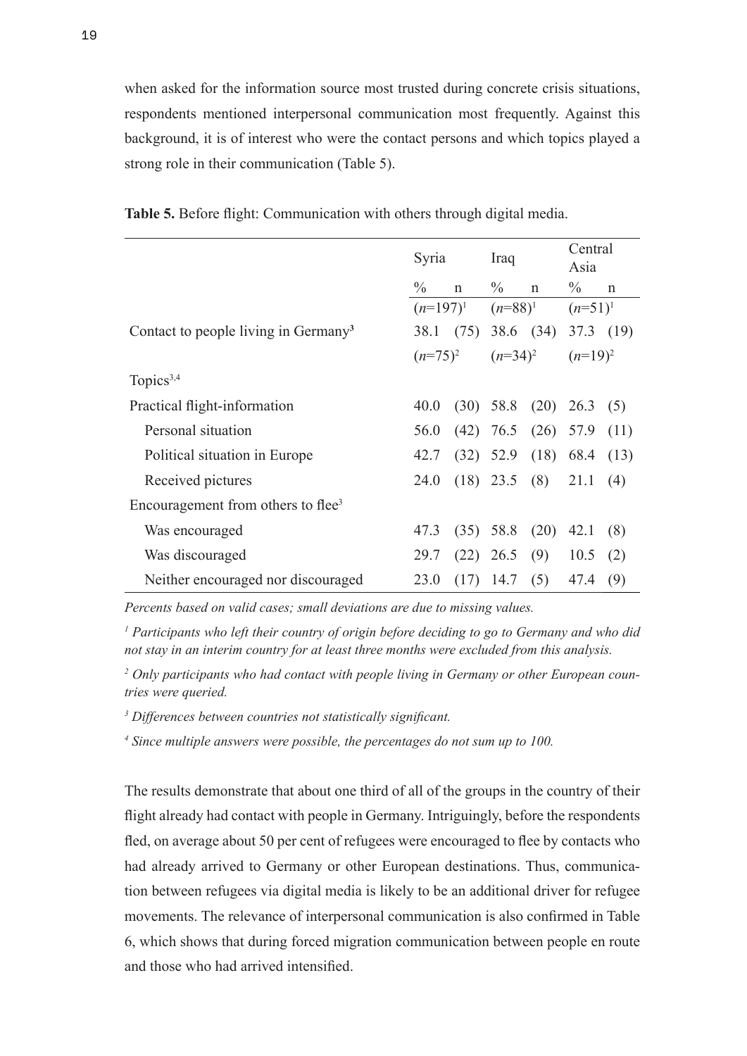when asked for the information source most trusted during concrete crisis situations, respondents mentioned interpersonal communication most frequently. Against this background, it is of interest who were the contact persons and which topics played a strong role in their communication (Table 5).

**Table 5.** Before flight: Communication with others through digital media.

| | Syria | | Iraq | | Central Asia | |
|---|---|---|---|---|---|---|
| | % | n | % | n | % | n |
| | (*n*=197)[1] | | (*n*=88)[1] | | (*n*=51)[1] | |
| Contact to people living in Germany[3] | 38.1 | (75) | 38.6 | (34) | 37.3 | (19) |
| | (*n*=75)[2] | | (*n*=34)[2] | | (*n*=19)[2] | |
| Topics[3,4] | | | | | | |
| Practical flight-information | 40.0 | (30) | 58.8 | (20) | 26.3 | (5) |
| Personal situation | 56.0 | (42) | 76.5 | (26) | 57.9 | (11) |
| Political situation in Europe | 42.7 | (32) | 52.9 | (18) | 68.4 | (13) |
| Received pictures | 24.0 | (18) | 23.5 | (8) | 21.1 | (4) |
| Encouragement from others to flee[3] | | | | | | |
| Was encouraged | 47.3 | (35) | 58.8 | (20) | 42.1 | (8) |
| Was discouraged | 29.7 | (22) | 26.5 | (9) | 10.5 | (2) |
| Neither encouraged nor discouraged | 23.0 | (17) | 14.7 | (5) | 47.4 | (9) |

*Percents based on valid cases; small deviations are due to missing values.*

*[1] Participants who left their country of origin before deciding to go to Germany and who did not stay in an interim country for at least three months were excluded from this analysis.*

*[2] Only participants who had contact with people living in Germany or other European countries were queried.*

*[3] Differences between countries not statistically significant.*

*[4] Since multiple answers were possible, the percentages do not sum up to 100.*

The results demonstrate that about one third of all of the groups in the country of their flight already had contact with people in Germany. Intriguingly, before the respondents fled, on average about 50 per cent of refugees were encouraged to flee by contacts who had already arrived to Germany or other European destinations. Thus, communication between refugees via digital media is likely to be an additional driver for refugee movements. The relevance of interpersonal communication is also confirmed in Table 6, which shows that during forced migration communication between people en route and those who had arrived intensified.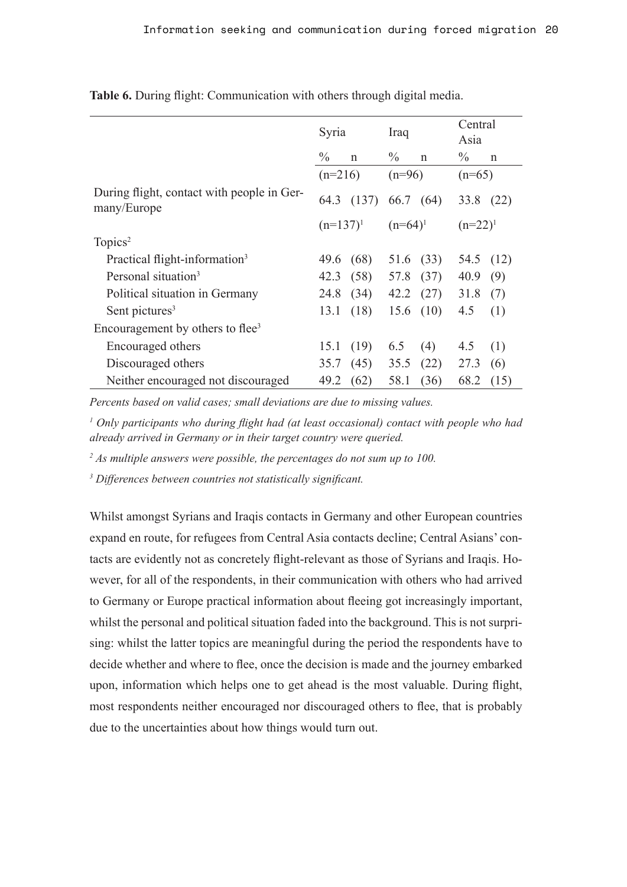**Table 6.** During flight: Communication with others through digital media.

| | Syria | | Iraq | | Central Asia | |
|---|---|---|---|---|---|---|
| | % | n | % | n | % | n |
| | (n=216) | | (n=96) | | (n=65) | |
| During flight, contact with people in Germany/Europe | 64.3 | (137) | 66.7 | (64) | 33.8 | (22) |
| | (n=137)[1] | | (n=64)[1] | | (n=22)[1] | |
| Topics[2] | | | | | | |
| Practical flight-information[3] | 49.6 | (68) | 51.6 | (33) | 54.5 | (12) |
| Personal situation[3] | 42.3 | (58) | 57.8 | (37) | 40.9 | (9) |
| Political situation in Germany | 24.8 | (34) | 42.2 | (27) | 31.8 | (7) |
| Sent pictures[3] | 13.1 | (18) | 15.6 | (10) | 4.5 | (1) |
| Encouragement by others to flee[3] | | | | | | |
| Encouraged others | 15.1 | (19) | 6.5 | (4) | 4.5 | (1) |
| Discouraged others | 35.7 | (45) | 35.5 | (22) | 27.3 | (6) |
| Neither encouraged not discouraged | 49.2 | (62) | 58.1 | (36) | 68.2 | (15) |

*Percents based on valid cases; small deviations are due to missing values.*

*[1] Only participants who during flight had (at least occasional) contact with people who had already arrived in Germany or in their target country were queried.*

*[2] As multiple answers were possible, the percentages do not sum up to 100.*

*[3] Differences between countries not statistically significant.*

Whilst amongst Syrians and Iraqis contacts in Germany and other European countries expand en route, for refugees from Central Asia contacts decline; Central Asians' contacts are evidently not as concretely flight-relevant as those of Syrians and Iraqis. However, for all of the respondents, in their communication with others who had arrived to Germany or Europe practical information about fleeing got increasingly important, whilst the personal and political situation faded into the background. This is not surprising: whilst the latter topics are meaningful during the period the respondents have to decide whether and where to flee, once the decision is made and the journey embarked upon, information which helps one to get ahead is the most valuable. During flight, most respondents neither encouraged nor discouraged others to flee, that is probably due to the uncertainties about how things would turn out.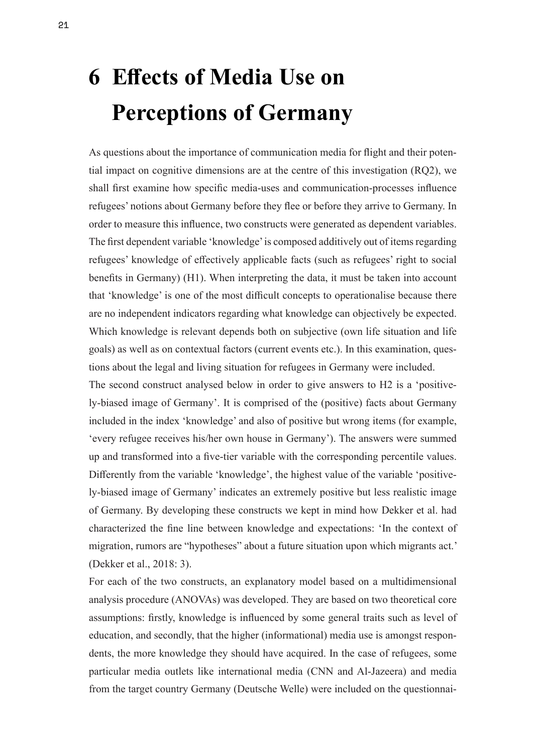# 6 Effects of Media Use on Perceptions of Germany

As questions about the importance of communication media for flight and their potential impact on cognitive dimensions are at the centre of this investigation (RQ2), we shall first examine how specific media-uses and communication-processes influence refugees' notions about Germany before they flee or before they arrive to Germany. In order to measure this influence, two constructs were generated as dependent variables. The first dependent variable 'knowledge' is composed additively out of items regarding refugees' knowledge of effectively applicable facts (such as refugees' right to social benefits in Germany) (H1). When interpreting the data, it must be taken into account that 'knowledge' is one of the most difficult concepts to operationalise because there are no independent indicators regarding what knowledge can objectively be expected. Which knowledge is relevant depends both on subjective (own life situation and life goals) as well as on contextual factors (current events etc.). In this examination, questions about the legal and living situation for refugees in Germany were included.

The second construct analysed below in order to give answers to H2 is a 'positively-biased image of Germany'. It is comprised of the (positive) facts about Germany included in the index 'knowledge' and also of positive but wrong items (for example, 'every refugee receives his/her own house in Germany'). The answers were summed up and transformed into a five-tier variable with the corresponding percentile values. Differently from the variable 'knowledge', the highest value of the variable 'positively-biased image of Germany' indicates an extremely positive but less realistic image of Germany. By developing these constructs we kept in mind how Dekker et al. had characterized the fine line between knowledge and expectations: 'In the context of migration, rumors are "hypotheses" about a future situation upon which migrants act.' (Dekker et al., 2018: 3).

For each of the two constructs, an explanatory model based on a multidimensional analysis procedure (ANOVAs) was developed. They are based on two theoretical core assumptions: firstly, knowledge is influenced by some general traits such as level of education, and secondly, that the higher (informational) media use is amongst respondents, the more knowledge they should have acquired. In the case of refugees, some particular media outlets like international media (CNN and Al-Jazeera) and media from the target country Germany (Deutsche Welle) were included on the questionnai-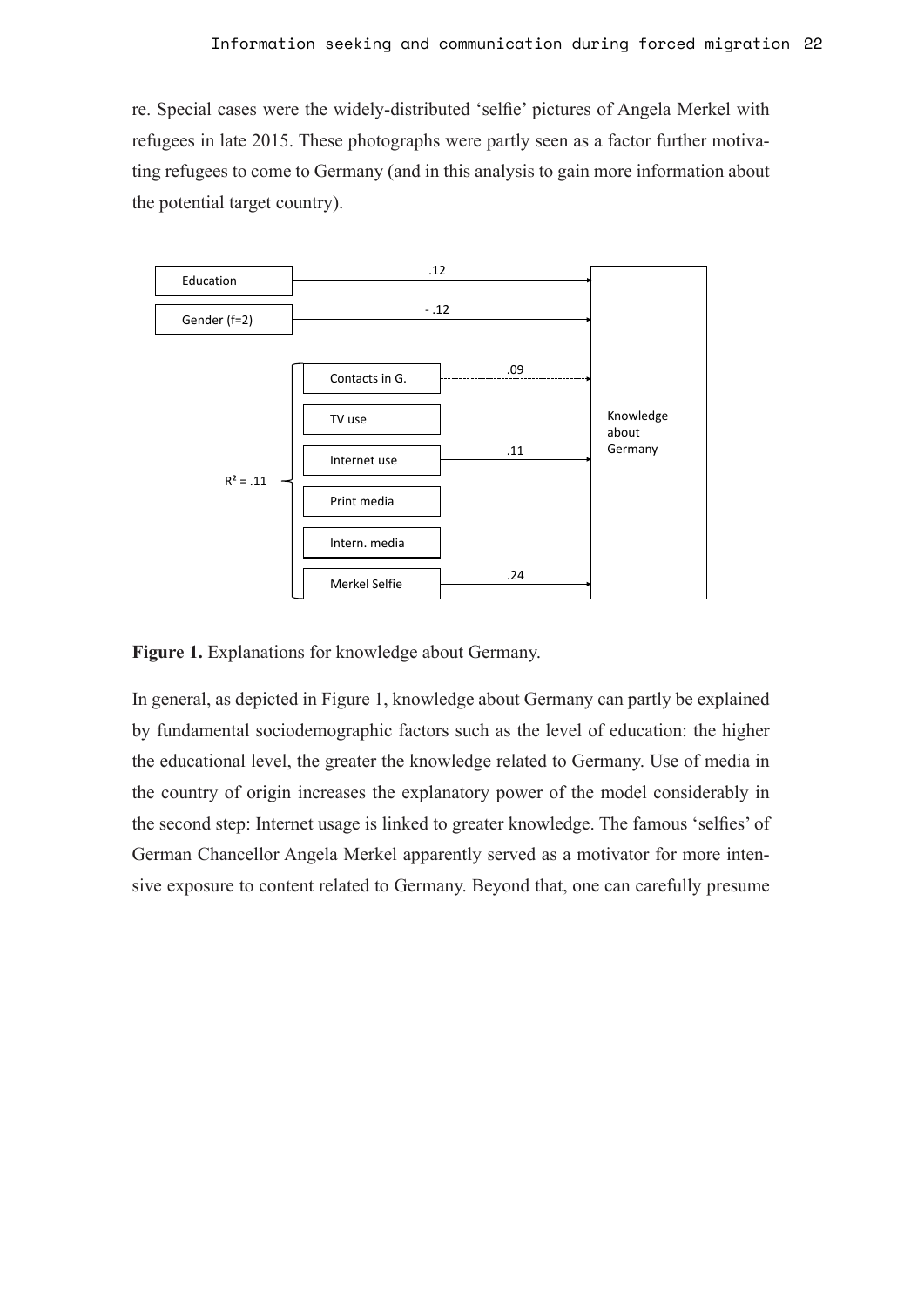re. Special cases were the widely-distributed 'selfie' pictures of Angela Merkel with refugees in late 2015. These photographs were partly seen as a factor further motivating refugees to come to Germany (and in this analysis to gain more information about the potential target country).

**Figure 1.** Explanations for knowledge about Germany.

In general, as depicted in Figure 1, knowledge about Germany can partly be explained by fundamental sociodemographic factors such as the level of education: the higher the educational level, the greater the knowledge related to Germany. Use of media in the country of origin increases the explanatory power of the model considerably in the second step: Internet usage is linked to greater knowledge. The famous 'selfies' of German Chancellor Angela Merkel apparently served as a motivator for more intensive exposure to content related to Germany. Beyond that, one can carefully presume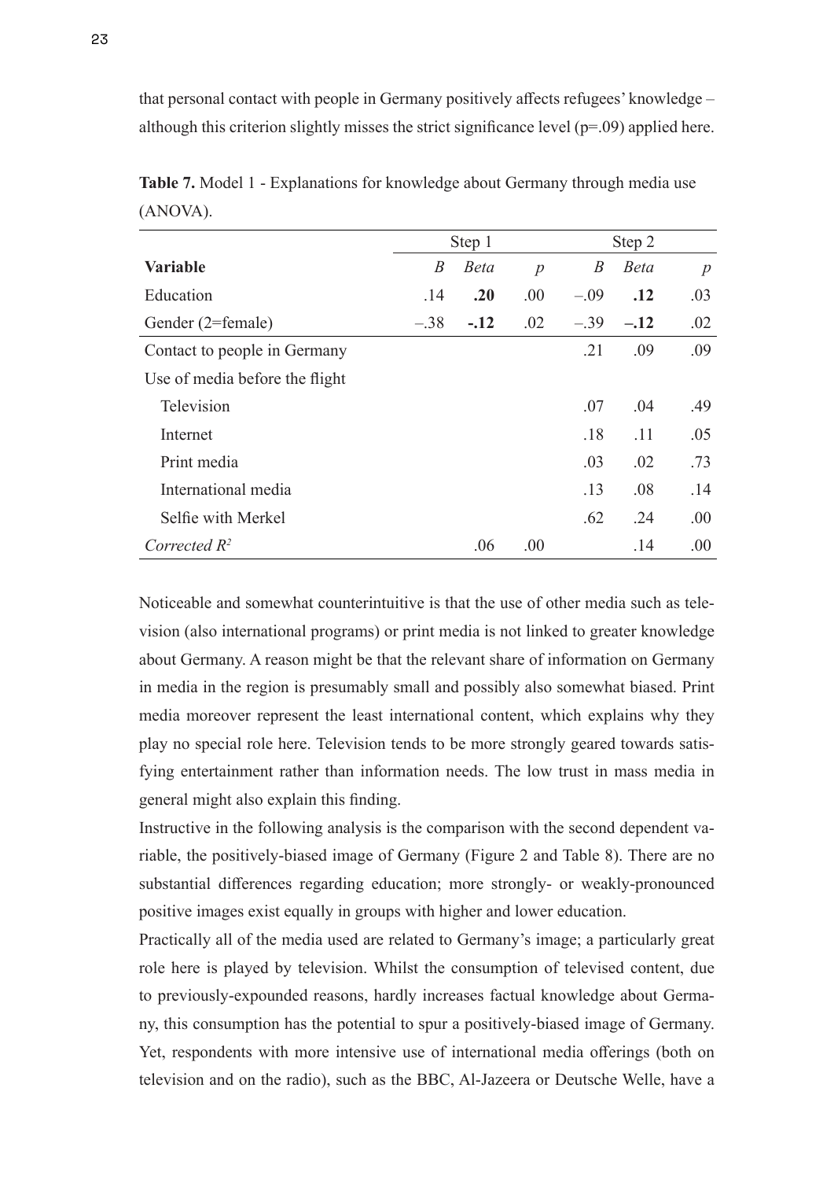that personal contact with people in Germany positively affects refugees' knowledge – although this criterion slightly misses the strict significance level (p=.09) applied here.

**Table 7.** Model 1 - Explanations for knowledge about Germany through media use (ANOVA).

| | Step 1 | | | Step 2 | | |
|---|---|---|---|---|---|---|
| **Variable** | *B* | *Beta* | *p* | *B* | *Beta* | *p* |
| Education | .14 | **.20** | .00 | –.09 | **.12** | .03 |
| Gender (2=female) | –.38 | **-.12** | .02 | –.39 | **–.12** | .02 |
| Contact to people in Germany | | | | .21 | .09 | .09 |
| Use of media before the flight | | | | | | |
| Television | | | | .07 | .04 | .49 |
| Internet | | | | .18 | .11 | .05 |
| Print media | | | | .03 | .02 | .73 |
| International media | | | | .13 | .08 | .14 |
| Selfie with Merkel | | | | .62 | .24 | .00 |
| *Corrected $R^2$* | | .06 | .00 | | .14 | .00 |

Noticeable and somewhat counterintuitive is that the use of other media such as television (also international programs) or print media is not linked to greater knowledge about Germany. A reason might be that the relevant share of information on Germany in media in the region is presumably small and possibly also somewhat biased. Print media moreover represent the least international content, which explains why they play no special role here. Television tends to be more strongly geared towards satisfying entertainment rather than information needs. The low trust in mass media in general might also explain this finding.

Instructive in the following analysis is the comparison with the second dependent variable, the positively-biased image of Germany (Figure 2 and Table 8). There are no substantial differences regarding education; more strongly- or weakly-pronounced positive images exist equally in groups with higher and lower education.

Practically all of the media used are related to Germany's image; a particularly great role here is played by television. Whilst the consumption of televised content, due to previously-expounded reasons, hardly increases factual knowledge about Germany, this consumption has the potential to spur a positively-biased image of Germany. Yet, respondents with more intensive use of international media offerings (both on television and on the radio), such as the BBC, Al-Jazeera or Deutsche Welle, have a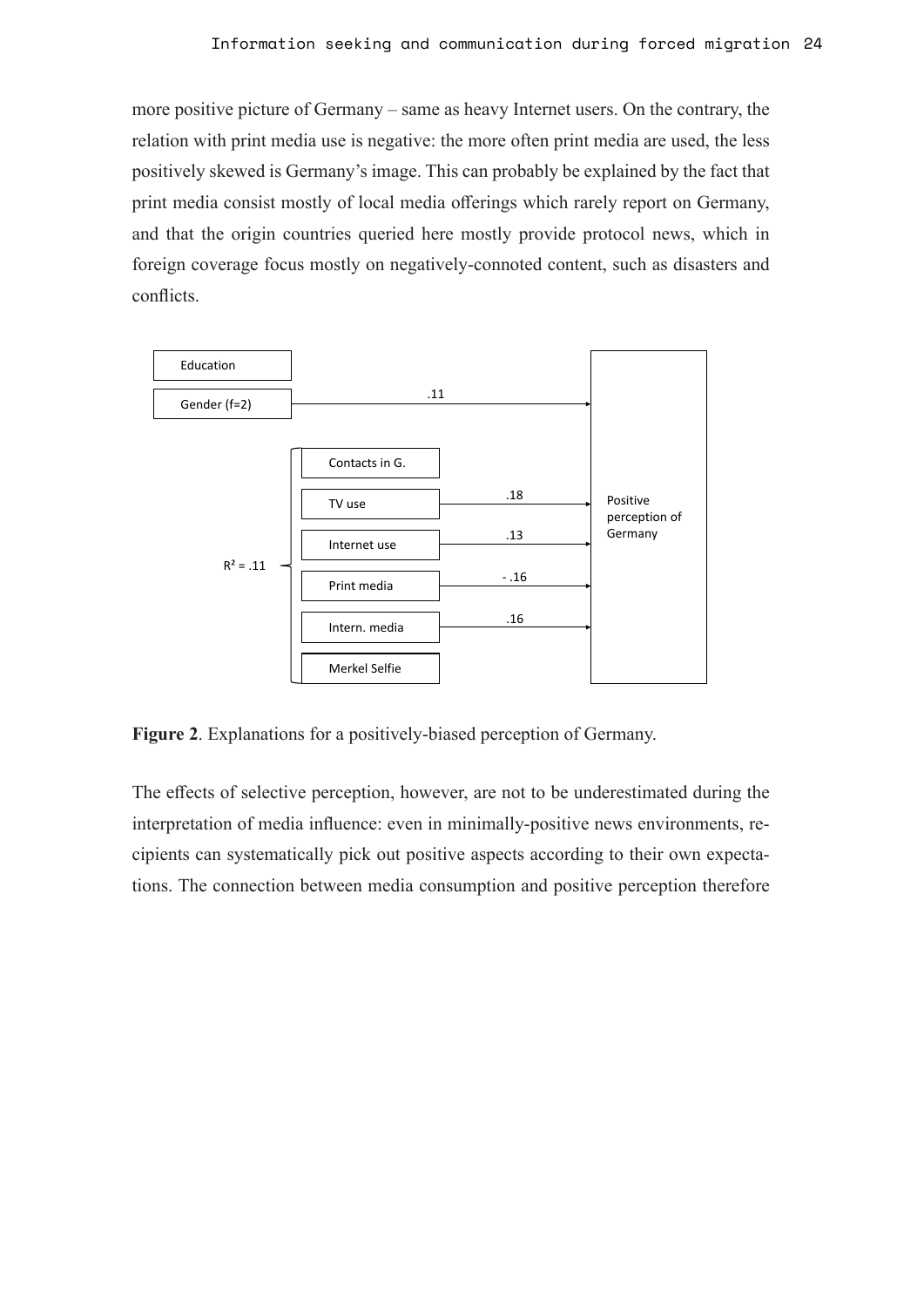more positive picture of Germany – same as heavy Internet users. On the contrary, the relation with print media use is negative: the more often print media are used, the less positively skewed is Germany's image. This can probably be explained by the fact that print media consist mostly of local media offerings which rarely report on Germany, and that the origin countries queried here mostly provide protocol news, which in foreign coverage focus mostly on negatively-connoted content, such as disasters and conflicts.

Education

Gender (f=2) → .11 → Positive perception of Germany

$R^2$ = .11

Contacts in G.

TV use → .18

Internet use → .13

Print media → - .16

Intern. media → .16

Merkel Selfie

**Figure 2**. Explanations for a positively-biased perception of Germany.

The effects of selective perception, however, are not to be underestimated during the interpretation of media influence: even in minimally-positive news environments, recipients can systematically pick out positive aspects according to their own expectations. The connection between media consumption and positive perception therefore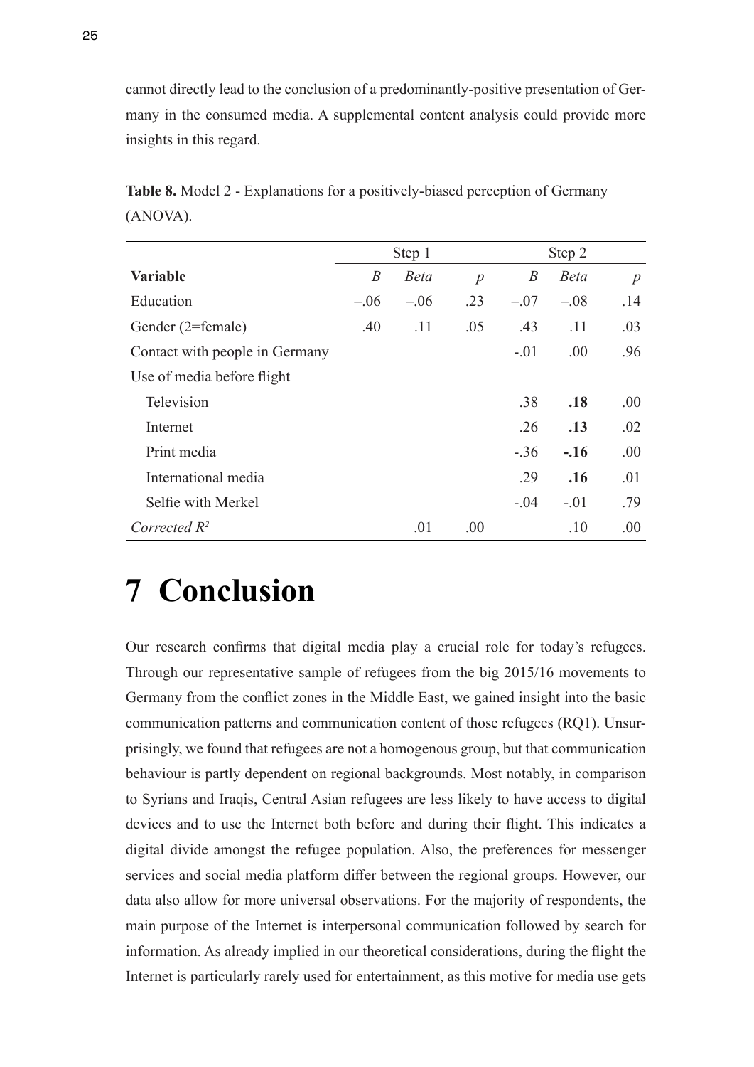cannot directly lead to the conclusion of a predominantly-positive presentation of Germany in the consumed media. A supplemental content analysis could provide more insights in this regard.

**Table 8.** Model 2 - Explanations for a positively-biased perception of Germany (ANOVA).

| | Step 1 | | | Step 2 | | |
|---|---|---|---|---|---|---|
| **Variable** | *B* | *Beta* | *p* | *B* | *Beta* | *p* |
| Education | –.06 | –.06 | .23 | –.07 | –.08 | .14 |
| Gender (2=female) | .40 | .11 | .05 | .43 | .11 | .03 |
| Contact with people in Germany | | | | -.01 | .00 | .96 |
| Use of media before flight | | | | | | |
| Television | | | | .38 | **.18** | .00 |
| Internet | | | | .26 | **.13** | .02 |
| Print media | | | | -.36 | **-.16** | .00 |
| International media | | | | .29 | **.16** | .01 |
| Selfie with Merkel | | | | -.04 | -.01 | .79 |
| *Corrected* $R^2$ | | .01 | .00 | | .10 | .00 |

# 7 Conclusion

Our research confirms that digital media play a crucial role for today's refugees. Through our representative sample of refugees from the big 2015/16 movements to Germany from the conflict zones in the Middle East, we gained insight into the basic communication patterns and communication content of those refugees (RQ1). Unsurprisingly, we found that refugees are not a homogenous group, but that communication behaviour is partly dependent on regional backgrounds. Most notably, in comparison to Syrians and Iraqis, Central Asian refugees are less likely to have access to digital devices and to use the Internet both before and during their flight. This indicates a digital divide amongst the refugee population. Also, the preferences for messenger services and social media platform differ between the regional groups. However, our data also allow for more universal observations. For the majority of respondents, the main purpose of the Internet is interpersonal communication followed by search for information. As already implied in our theoretical considerations, during the flight the Internet is particularly rarely used for entertainment, as this motive for media use gets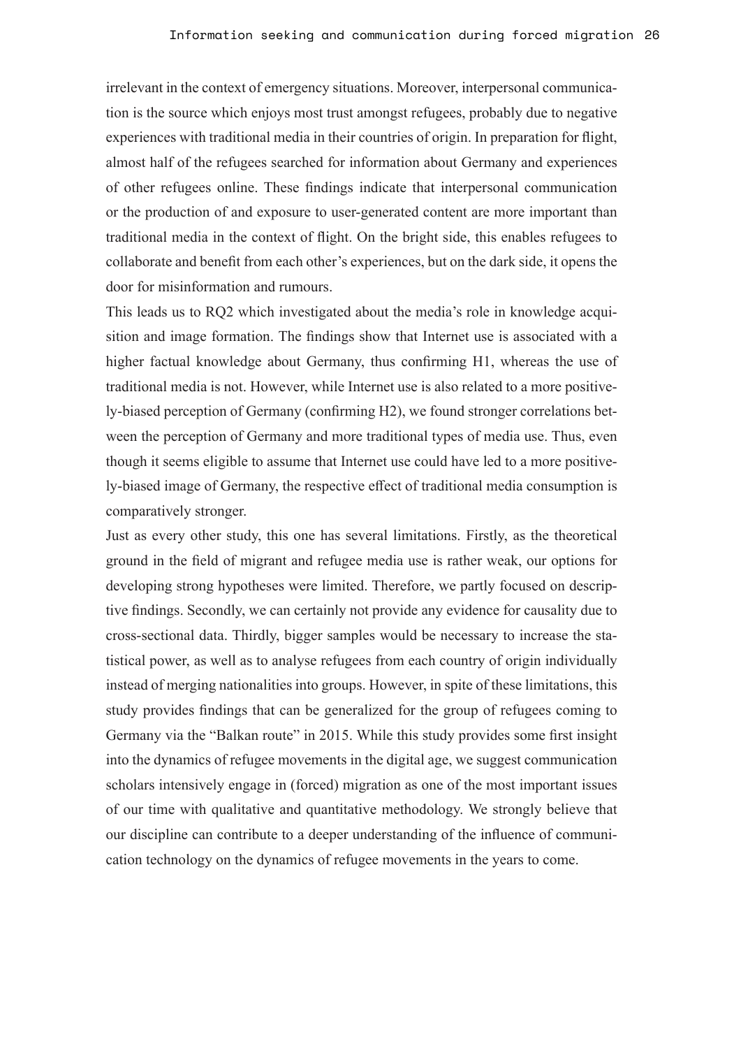irrelevant in the context of emergency situations. Moreover, interpersonal communication is the source which enjoys most trust amongst refugees, probably due to negative experiences with traditional media in their countries of origin. In preparation for flight, almost half of the refugees searched for information about Germany and experiences of other refugees online. These findings indicate that interpersonal communication or the production of and exposure to user-generated content are more important than traditional media in the context of flight. On the bright side, this enables refugees to collaborate and benefit from each other's experiences, but on the dark side, it opens the door for misinformation and rumours.

This leads us to RQ2 which investigated about the media's role in knowledge acquisition and image formation. The findings show that Internet use is associated with a higher factual knowledge about Germany, thus confirming H1, whereas the use of traditional media is not. However, while Internet use is also related to a more positively-biased perception of Germany (confirming H2), we found stronger correlations between the perception of Germany and more traditional types of media use. Thus, even though it seems eligible to assume that Internet use could have led to a more positively-biased image of Germany, the respective effect of traditional media consumption is comparatively stronger.

Just as every other study, this one has several limitations. Firstly, as the theoretical ground in the field of migrant and refugee media use is rather weak, our options for developing strong hypotheses were limited. Therefore, we partly focused on descriptive findings. Secondly, we can certainly not provide any evidence for causality due to cross-sectional data. Thirdly, bigger samples would be necessary to increase the statistical power, as well as to analyse refugees from each country of origin individually instead of merging nationalities into groups. However, in spite of these limitations, this study provides findings that can be generalized for the group of refugees coming to Germany via the "Balkan route" in 2015. While this study provides some first insight into the dynamics of refugee movements in the digital age, we suggest communication scholars intensively engage in (forced) migration as one of the most important issues of our time with qualitative and quantitative methodology. We strongly believe that our discipline can contribute to a deeper understanding of the influence of communication technology on the dynamics of refugee movements in the years to come.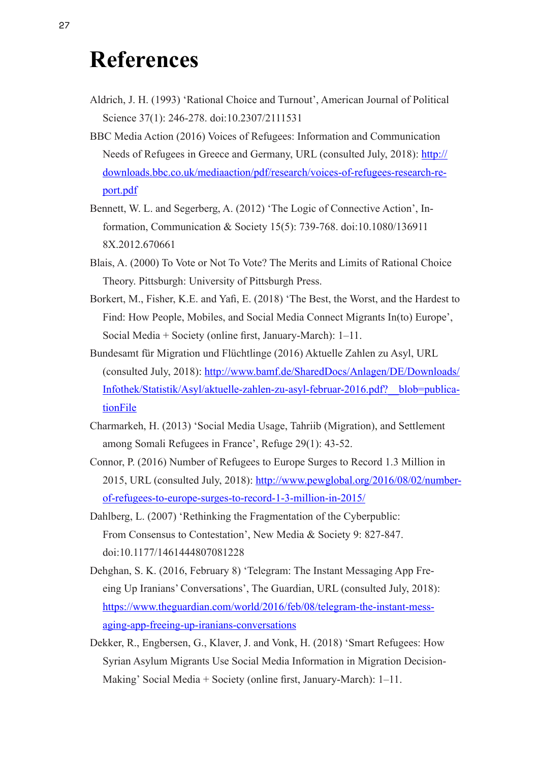# References

Aldrich, J. H. (1993) 'Rational Choice and Turnout', American Journal of Political Science 37(1): 246-278. doi:10.2307/2111531

BBC Media Action (2016) Voices of Refugees: Information and Communication Needs of Refugees in Greece and Germany, URL (consulted July, 2018): http://downloads.bbc.co.uk/mediaaction/pdf/research/voices-of-refugees-research-report.pdf

Bennett, W. L. and Segerberg, A. (2012) 'The Logic of Connective Action', Information, Communication & Society 15(5): 739-768. doi:10.1080/1369118X.2012.670661

Blais, A. (2000) To Vote or Not To Vote? The Merits and Limits of Rational Choice Theory. Pittsburgh: University of Pittsburgh Press.

Borkert, M., Fisher, K.E. and Yafi, E. (2018) 'The Best, the Worst, and the Hardest to Find: How People, Mobiles, and Social Media Connect Migrants In(to) Europe', Social Media + Society (online first, January-March): 1–11.

Bundesamt für Migration und Flüchtlinge (2016) Aktuelle Zahlen zu Asyl, URL (consulted July, 2018): http://www.bamf.de/SharedDocs/Anlagen/DE/Downloads/Infothek/Statistik/Asyl/aktuelle-zahlen-zu-asyl-februar-2016.pdf?__blob=publicationFile

Charmarkeh, H. (2013) 'Social Media Usage, Tahriib (Migration), and Settlement among Somali Refugees in France', Refuge 29(1): 43-52.

Connor, P. (2016) Number of Refugees to Europe Surges to Record 1.3 Million in 2015, URL (consulted July, 2018): http://www.pewglobal.org/2016/08/02/number-of-refugees-to-europe-surges-to-record-1-3-million-in-2015/

Dahlberg, L. (2007) 'Rethinking the Fragmentation of the Cyberpublic: From Consensus to Contestation', New Media & Society 9: 827-847. doi:10.1177/1461444807081228

Dehghan, S. K. (2016, February 8) 'Telegram: The Instant Messaging App Freeing Up Iranians' Conversations', The Guardian, URL (consulted July, 2018): https://www.theguardian.com/world/2016/feb/08/telegram-the-instant-messaging-app-freeing-up-iranians-conversations

Dekker, R., Engbersen, G., Klaver, J. and Vonk, H. (2018) 'Smart Refugees: How Syrian Asylum Migrants Use Social Media Information in Migration Decision-Making' Social Media + Society (online first, January-March): 1–11.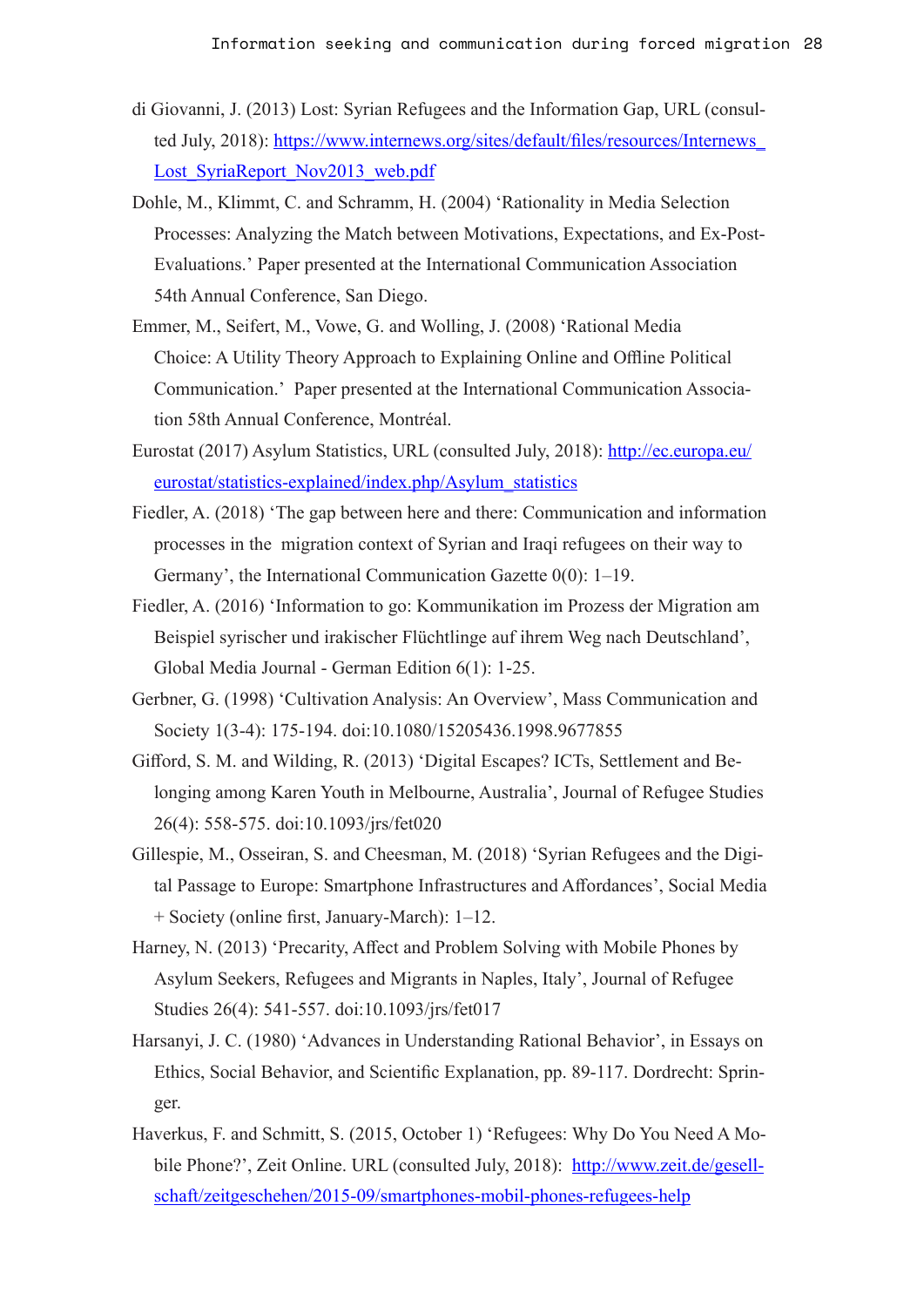di Giovanni, J. (2013) Lost: Syrian Refugees and the Information Gap, URL (consulted July, 2018): https://www.internews.org/sites/default/files/resources/Internews_Lost_SyriaReport_Nov2013_web.pdf

Dohle, M., Klimmt, C. and Schramm, H. (2004) 'Rationality in Media Selection Processes: Analyzing the Match between Motivations, Expectations, and Ex-Post-Evaluations.' Paper presented at the International Communication Association 54th Annual Conference, San Diego.

Emmer, M., Seifert, M., Vowe, G. and Wolling, J. (2008) 'Rational Media Choice: A Utility Theory Approach to Explaining Online and Offline Political Communication.' Paper presented at the International Communication Association 58th Annual Conference, Montréal.

Eurostat (2017) Asylum Statistics, URL (consulted July, 2018): http://ec.europa.eu/eurostat/statistics-explained/index.php/Asylum_statistics

Fiedler, A. (2018) 'The gap between here and there: Communication and information processes in the migration context of Syrian and Iraqi refugees on their way to Germany', the International Communication Gazette 0(0): 1–19.

Fiedler, A. (2016) 'Information to go: Kommunikation im Prozess der Migration am Beispiel syrischer und irakischer Flüchtlinge auf ihrem Weg nach Deutschland', Global Media Journal - German Edition 6(1): 1-25.

Gerbner, G. (1998) 'Cultivation Analysis: An Overview', Mass Communication and Society 1(3-4): 175-194. doi:10.1080/15205436.1998.9677855

Gifford, S. M. and Wilding, R. (2013) 'Digital Escapes? ICTs, Settlement and Belonging among Karen Youth in Melbourne, Australia', Journal of Refugee Studies 26(4): 558-575. doi:10.1093/jrs/fet020

Gillespie, M., Osseiran, S. and Cheesman, M. (2018) 'Syrian Refugees and the Digital Passage to Europe: Smartphone Infrastructures and Affordances', Social Media + Society (online first, January-March): 1–12.

Harney, N. (2013) 'Precarity, Affect and Problem Solving with Mobile Phones by Asylum Seekers, Refugees and Migrants in Naples, Italy', Journal of Refugee Studies 26(4): 541-557. doi:10.1093/jrs/fet017

Harsanyi, J. C. (1980) 'Advances in Understanding Rational Behavior', in Essays on Ethics, Social Behavior, and Scientific Explanation, pp. 89-117. Dordrecht: Springer.

Haverkus, F. and Schmitt, S. (2015, October 1) 'Refugees: Why Do You Need A Mobile Phone?', Zeit Online. URL (consulted July, 2018): http://www.zeit.de/gesellschaft/zeitgeschehen/2015-09/smartphones-mobil-phones-refugees-help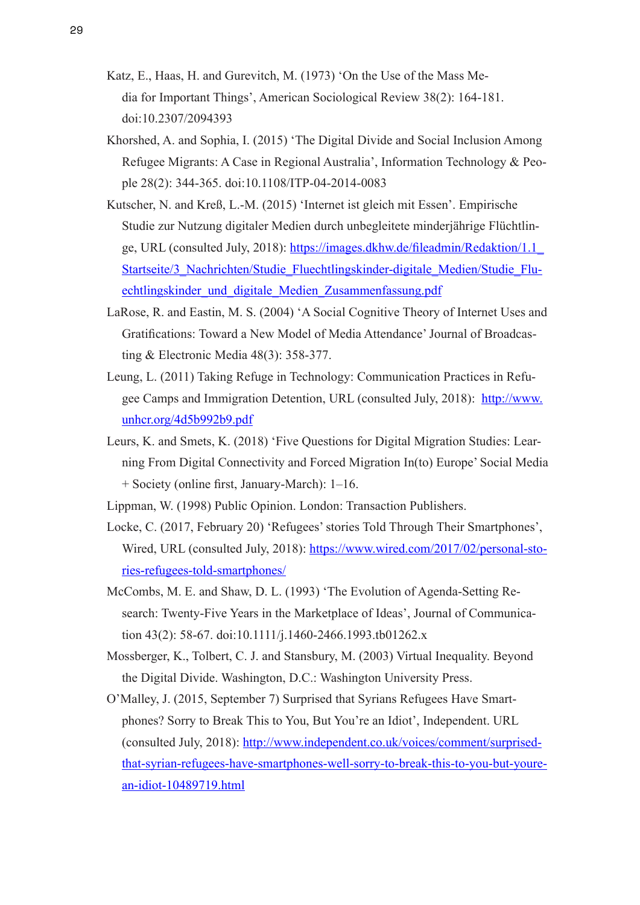Katz, E., Haas, H. and Gurevitch, M. (1973) 'On the Use of the Mass Media for Important Things', American Sociological Review 38(2): 164-181. doi:10.2307/2094393

Khorshed, A. and Sophia, I. (2015) 'The Digital Divide and Social Inclusion Among Refugee Migrants: A Case in Regional Australia', Information Technology & People 28(2): 344-365. doi:10.1108/ITP-04-2014-0083

Kutscher, N. and Kreß, L.-M. (2015) 'Internet ist gleich mit Essen'. Empirische Studie zur Nutzung digitaler Medien durch unbegleitete minderjährige Flüchtlinge, URL (consulted July, 2018): https://images.dkhw.de/fileadmin/Redaktion/1.1_Startseite/3_Nachrichten/Studie_Fluechtlingskinder-digitale_Medien/Studie_Fluechtlingskinder_und_digitale_Medien_Zusammenfassung.pdf

LaRose, R. and Eastin, M. S. (2004) 'A Social Cognitive Theory of Internet Uses and Gratifications: Toward a New Model of Media Attendance' Journal of Broadcasting & Electronic Media 48(3): 358-377.

Leung, L. (2011) Taking Refuge in Technology: Communication Practices in Refugee Camps and Immigration Detention, URL (consulted July, 2018): http://www.unhcr.org/4d5b992b9.pdf

Leurs, K. and Smets, K. (2018) 'Five Questions for Digital Migration Studies: Learning From Digital Connectivity and Forced Migration In(to) Europe' Social Media + Society (online first, January-March): 1–16.

Lippman, W. (1998) Public Opinion. London: Transaction Publishers.

Locke, C. (2017, February 20) 'Refugees' stories Told Through Their Smartphones', Wired, URL (consulted July, 2018): https://www.wired.com/2017/02/personal-stories-refugees-told-smartphones/

McCombs, M. E. and Shaw, D. L. (1993) 'The Evolution of Agenda-Setting Research: Twenty-Five Years in the Marketplace of Ideas', Journal of Communication 43(2): 58-67. doi:10.1111/j.1460-2466.1993.tb01262.x

Mossberger, K., Tolbert, C. J. and Stansbury, M. (2003) Virtual Inequality. Beyond the Digital Divide. Washington, D.C.: Washington University Press.

O'Malley, J. (2015, September 7) Surprised that Syrians Refugees Have Smartphones? Sorry to Break This to You, But You're an Idiot', Independent. URL (consulted July, 2018): http://www.independent.co.uk/voices/comment/surprised-that-syrian-refugees-have-smartphones-well-sorry-to-break-this-to-you-but-youre-an-idiot-10489719.html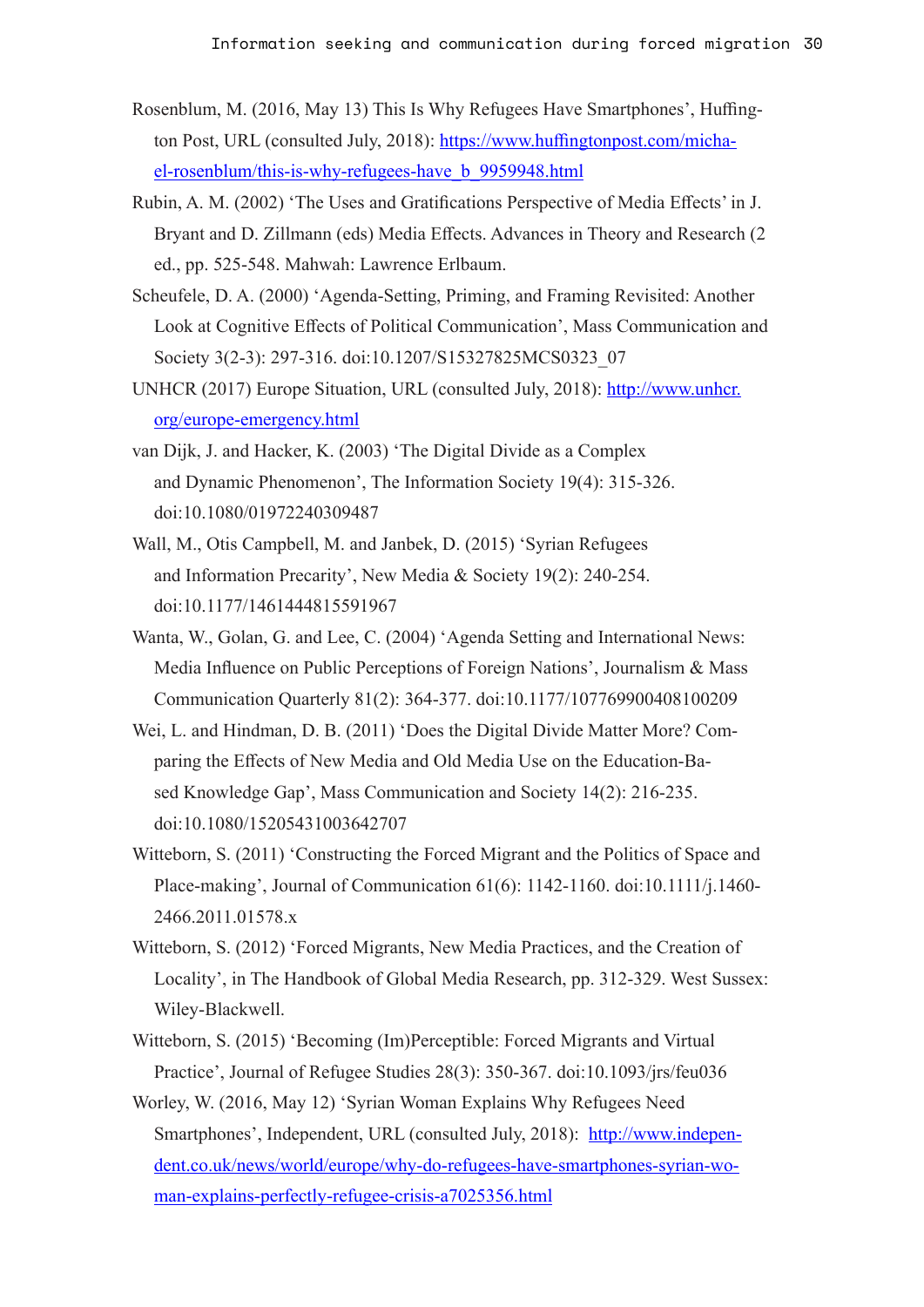Rosenblum, M. (2016, May 13) This Is Why Refugees Have Smartphones', Huffington Post, URL (consulted July, 2018): https://www.huffingtonpost.com/michael-rosenblum/this-is-why-refugees-have_b_9959948.html

Rubin, A. M. (2002) 'The Uses and Gratifications Perspective of Media Effects' in J. Bryant and D. Zillmann (eds) Media Effects. Advances in Theory and Research (2 ed., pp. 525-548. Mahwah: Lawrence Erlbaum.

Scheufele, D. A. (2000) 'Agenda-Setting, Priming, and Framing Revisited: Another Look at Cognitive Effects of Political Communication', Mass Communication and Society 3(2-3): 297-316. doi:10.1207/S15327825MCS0323_07

UNHCR (2017) Europe Situation, URL (consulted July, 2018): http://www.unhcr.org/europe-emergency.html

van Dijk, J. and Hacker, K. (2003) 'The Digital Divide as a Complex and Dynamic Phenomenon', The Information Society 19(4): 315-326. doi:10.1080/01972240309487

Wall, M., Otis Campbell, M. and Janbek, D. (2015) 'Syrian Refugees and Information Precarity', New Media & Society 19(2): 240-254. doi:10.1177/1461444815591967

Wanta, W., Golan, G. and Lee, C. (2004) 'Agenda Setting and International News: Media Influence on Public Perceptions of Foreign Nations', Journalism & Mass Communication Quarterly 81(2): 364-377. doi:10.1177/107769900408100209

Wei, L. and Hindman, D. B. (2011) 'Does the Digital Divide Matter More? Comparing the Effects of New Media and Old Media Use on the Education-Based Knowledge Gap', Mass Communication and Society 14(2): 216-235. doi:10.1080/15205431003642707

Witteborn, S. (2011) 'Constructing the Forced Migrant and the Politics of Space and Place-making', Journal of Communication 61(6): 1142-1160. doi:10.1111/j.1460-2466.2011.01578.x

Witteborn, S. (2012) 'Forced Migrants, New Media Practices, and the Creation of Locality', in The Handbook of Global Media Research, pp. 312-329. West Sussex: Wiley-Blackwell.

Witteborn, S. (2015) 'Becoming (Im)Perceptible: Forced Migrants and Virtual Practice', Journal of Refugee Studies 28(3): 350-367. doi:10.1093/jrs/feu036

Worley, W. (2016, May 12) 'Syrian Woman Explains Why Refugees Need Smartphones', Independent, URL (consulted July, 2018): http://www.independent.co.uk/news/world/europe/why-do-refugees-have-smartphones-syrian-woman-explains-perfectly-refugee-crisis-a7025356.html